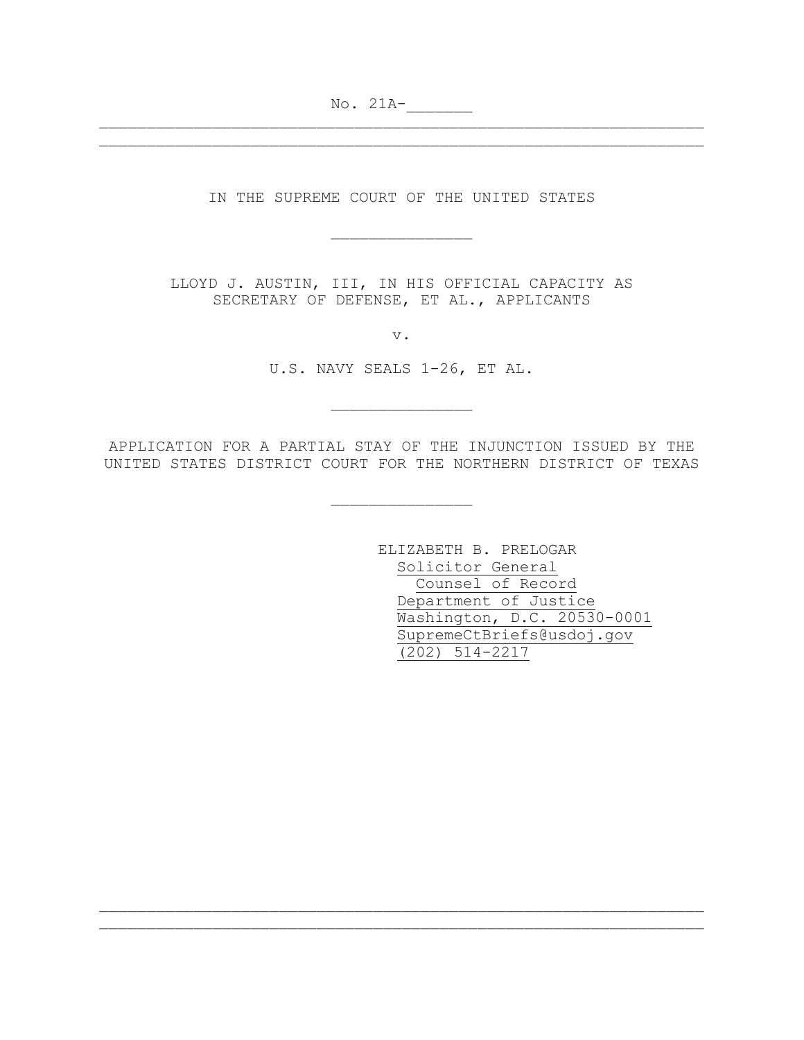No. 21A-_______

IN THE SUPREME COURT OF THE UNITED STATES

_______________

LLOYD J. AUSTIN, III, IN HIS OFFICIAL CAPACITY AS SECRETARY OF DEFENSE, ET AL., APPLICANTS

v.

U.S. NAVY SEALS 1-26, ET AL.

_______________

APPLICATION FOR A PARTIAL STAY OF THE INJUNCTION ISSUED BY THE UNITED STATES DISTRICT COURT FOR THE NORTHERN DISTRICT OF TEXAS

_______________

ELIZABETH B. PRELOGAR
Solicitor General
Counsel of Record
Department of Justice
Washington, D.C. 20530-0001
SupremeCtBriefs@usdoj.gov
(202) 514-2217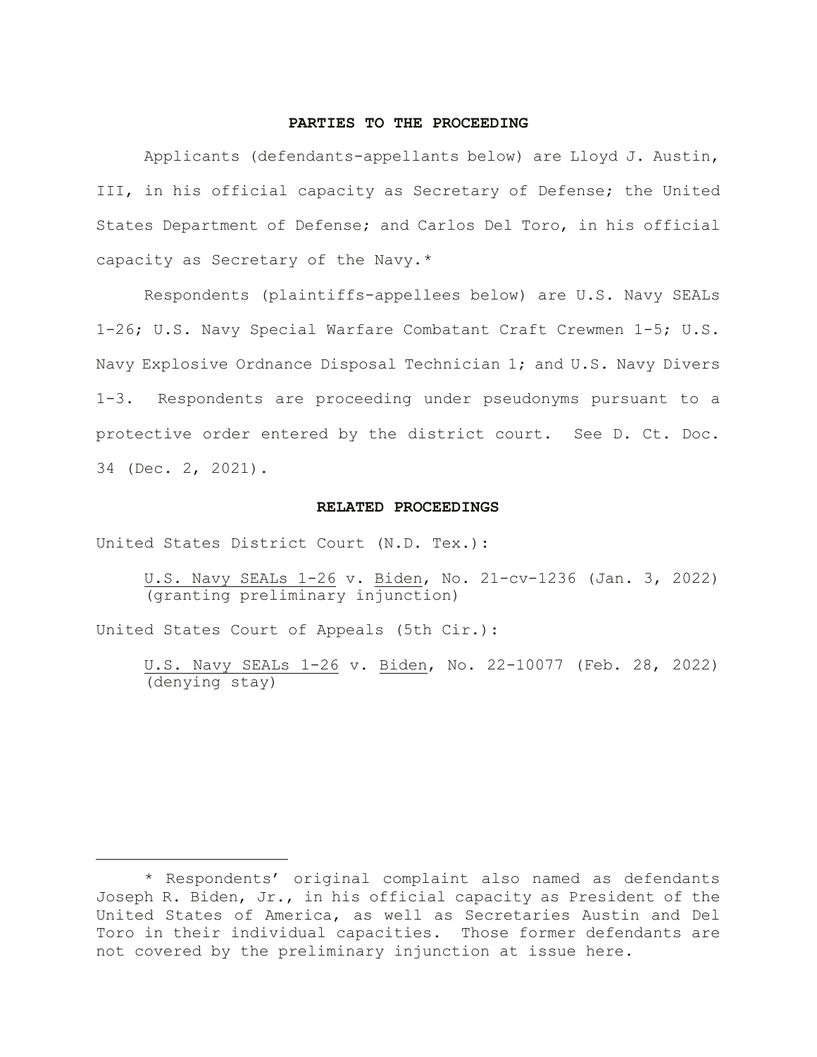## PARTIES TO THE PROCEEDING

Applicants (defendants-appellants below) are Lloyd J. Austin, III, in his official capacity as Secretary of Defense; the United States Department of Defense; and Carlos Del Toro, in his official capacity as Secretary of the Navy.*

Respondents (plaintiffs-appellees below) are U.S. Navy SEALs 1-26; U.S. Navy Special Warfare Combatant Craft Crewmen 1-5; U.S. Navy Explosive Ordnance Disposal Technician 1; and U.S. Navy Divers 1-3. Respondents are proceeding under pseudonyms pursuant to a protective order entered by the district court. See D. Ct. Doc. 34 (Dec. 2, 2021).

## RELATED PROCEEDINGS

United States District Court (N.D. Tex.):

U.S. Navy SEALs 1-26 v. Biden, No. 21-cv-1236 (Jan. 3, 2022) (granting preliminary injunction)

United States Court of Appeals (5th Cir.):

U.S. Navy SEALs 1-26 v. Biden, No. 22-10077 (Feb. 28, 2022) (denying stay)

---

* Respondents' original complaint also named as defendants Joseph R. Biden, Jr., in his official capacity as President of the United States of America, as well as Secretaries Austin and Del Toro in their individual capacities. Those former defendants are not covered by the preliminary injunction at issue here.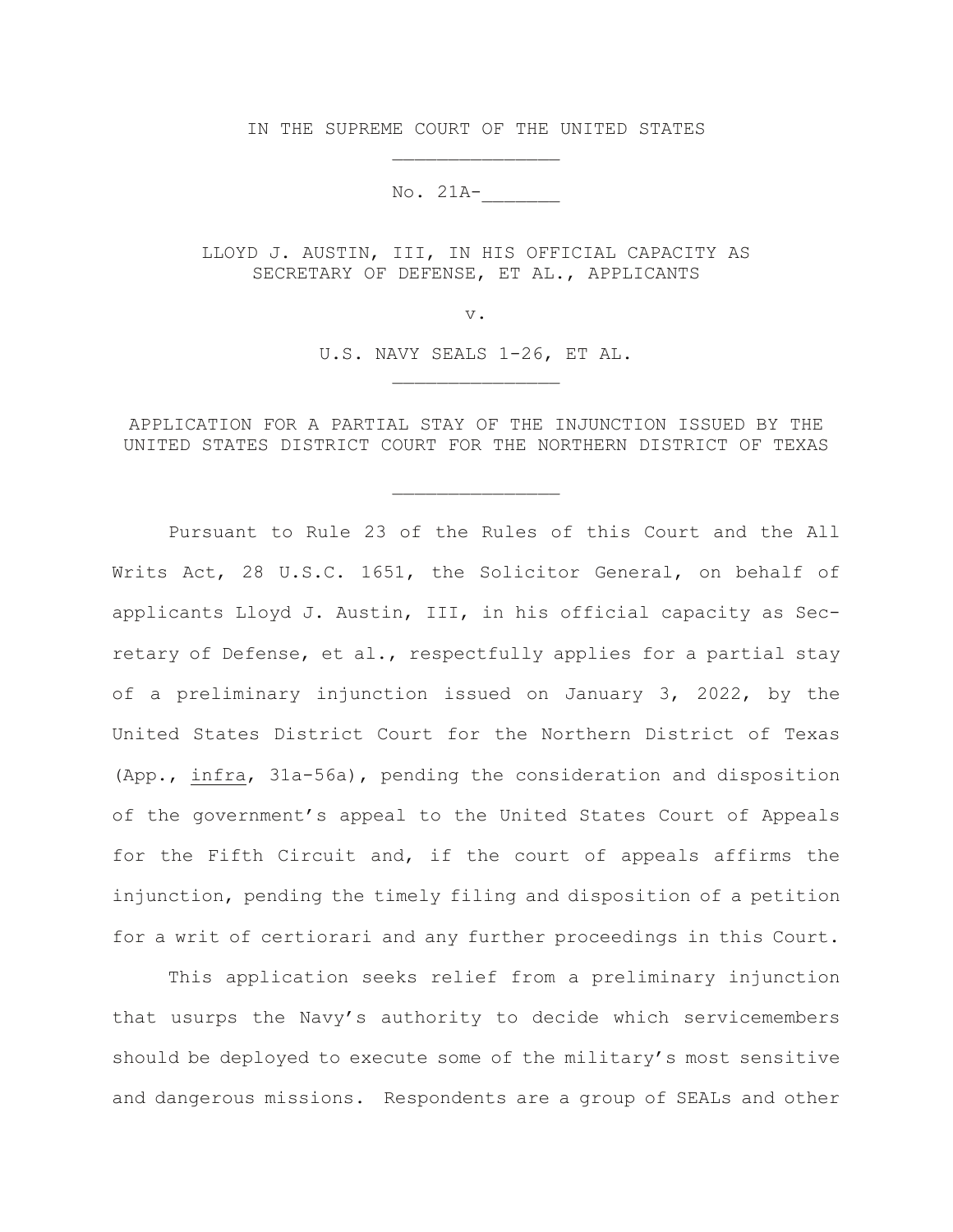IN THE SUPREME COURT OF THE UNITED STATES

No. 21A-_______

LLOYD J. AUSTIN, III, IN HIS OFFICIAL CAPACITY AS SECRETARY OF DEFENSE, ET AL., APPLICANTS

v.

U.S. NAVY SEALS 1-26, ET AL.

APPLICATION FOR A PARTIAL STAY OF THE INJUNCTION ISSUED BY THE UNITED STATES DISTRICT COURT FOR THE NORTHERN DISTRICT OF TEXAS

Pursuant to Rule 23 of the Rules of this Court and the All Writs Act, 28 U.S.C. 1651, the Solicitor General, on behalf of applicants Lloyd J. Austin, III, in his official capacity as Secretary of Defense, et al., respectfully applies for a partial stay of a preliminary injunction issued on January 3, 2022, by the United States District Court for the Northern District of Texas (App., *infra*, 31a-56a), pending the consideration and disposition of the government's appeal to the United States Court of Appeals for the Fifth Circuit and, if the court of appeals affirms the injunction, pending the timely filing and disposition of a petition for a writ of certiorari and any further proceedings in this Court.

This application seeks relief from a preliminary injunction that usurps the Navy's authority to decide which servicemembers should be deployed to execute some of the military's most sensitive and dangerous missions. Respondents are a group of SEALs and other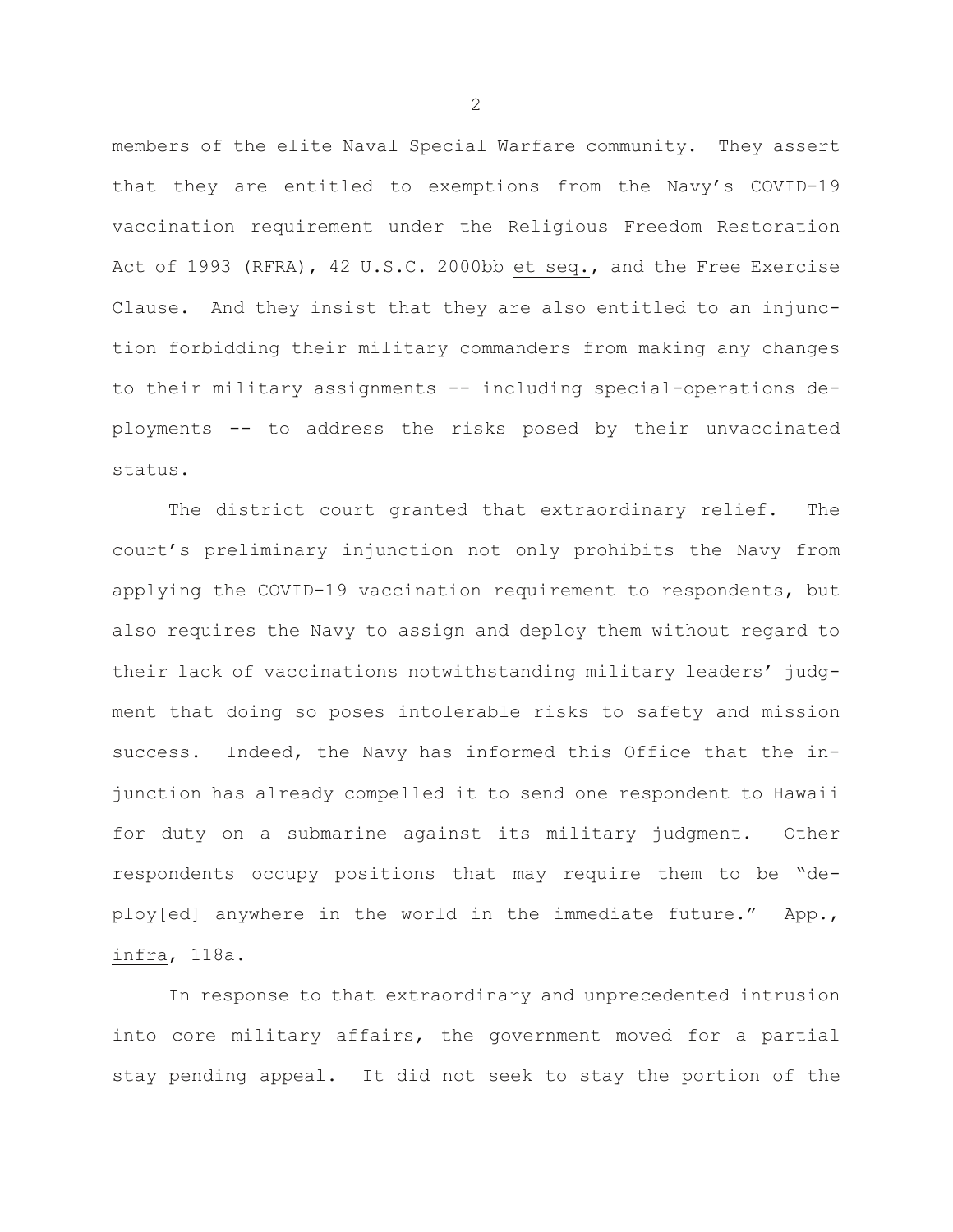members of the elite Naval Special Warfare community. They assert that they are entitled to exemptions from the Navy's COVID-19 vaccination requirement under the Religious Freedom Restoration Act of 1993 (RFRA), 42 U.S.C. 2000bb et seq., and the Free Exercise Clause. And they insist that they are also entitled to an injunction forbidding their military commanders from making any changes to their military assignments -- including special-operations deployments -- to address the risks posed by their unvaccinated status.

The district court granted that extraordinary relief. The court's preliminary injunction not only prohibits the Navy from applying the COVID-19 vaccination requirement to respondents, but also requires the Navy to assign and deploy them without regard to their lack of vaccinations notwithstanding military leaders' judgment that doing so poses intolerable risks to safety and mission success. Indeed, the Navy has informed this Office that the injunction has already compelled it to send one respondent to Hawaii for duty on a submarine against its military judgment. Other respondents occupy positions that may require them to be "deploy[ed] anywhere in the world in the immediate future." App., infra, 118a.

In response to that extraordinary and unprecedented intrusion into core military affairs, the government moved for a partial stay pending appeal. It did not seek to stay the portion of the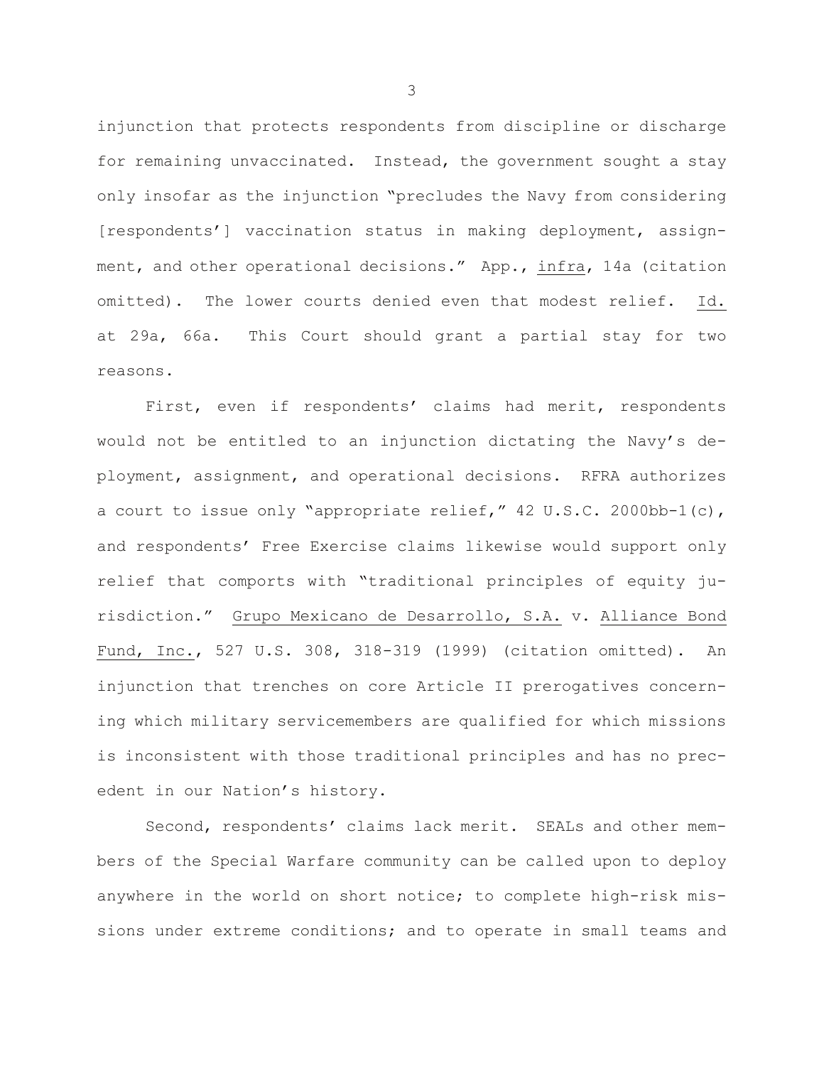injunction that protects respondents from discipline or discharge for remaining unvaccinated. Instead, the government sought a stay only insofar as the injunction "precludes the Navy from considering [respondents'] vaccination status in making deployment, assignment, and other operational decisions." App., *infra*, 14a (citation omitted). The lower courts denied even that modest relief. *Id.* at 29a, 66a. This Court should grant a partial stay for two reasons.

First, even if respondents' claims had merit, respondents would not be entitled to an injunction dictating the Navy's deployment, assignment, and operational decisions. RFRA authorizes a court to issue only "appropriate relief," 42 U.S.C. 2000bb-1(c), and respondents' Free Exercise claims likewise would support only relief that comports with "traditional principles of equity jurisdiction." *Grupo Mexicano de Desarrollo, S.A.* v. *Alliance Bond Fund, Inc.*, 527 U.S. 308, 318-319 (1999) (citation omitted). An injunction that trenches on core Article II prerogatives concerning which military servicemembers are qualified for which missions is inconsistent with those traditional principles and has no precedent in our Nation's history.

Second, respondents' claims lack merit. SEALs and other members of the Special Warfare community can be called upon to deploy anywhere in the world on short notice; to complete high-risk missions under extreme conditions; and to operate in small teams and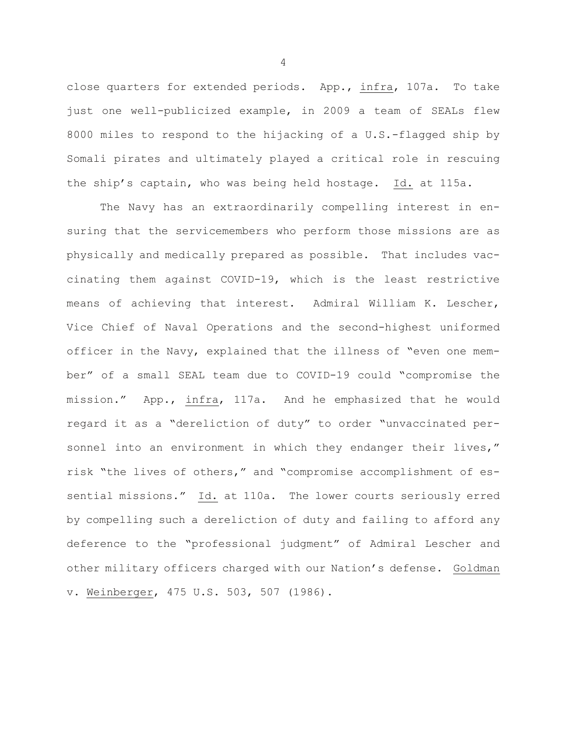close quarters for extended periods. App., _infra_, 107a. To take just one well-publicized example, in 2009 a team of SEALs flew 8000 miles to respond to the hijacking of a U.S.-flagged ship by Somali pirates and ultimately played a critical role in rescuing the ship's captain, who was being held hostage. _Id._ at 115a.

The Navy has an extraordinarily compelling interest in ensuring that the servicemembers who perform those missions are as physically and medically prepared as possible. That includes vaccinating them against COVID-19, which is the least restrictive means of achieving that interest. Admiral William K. Lescher, Vice Chief of Naval Operations and the second-highest uniformed officer in the Navy, explained that the illness of "even one member" of a small SEAL team due to COVID-19 could "compromise the mission." App., _infra_, 117a. And he emphasized that he would regard it as a "dereliction of duty" to order "unvaccinated personnel into an environment in which they endanger their lives," risk "the lives of others," and "compromise accomplishment of essential missions." _Id._ at 110a. The lower courts seriously erred by compelling such a dereliction of duty and failing to afford any deference to the "professional judgment" of Admiral Lescher and other military officers charged with our Nation's defense. _Goldman_ v. _Weinberger_, 475 U.S. 503, 507 (1986).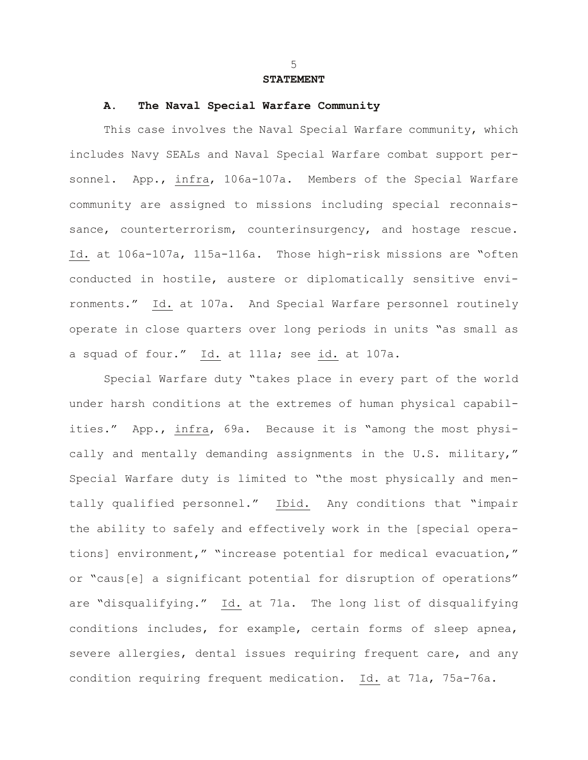## STATEMENT

### A. The Naval Special Warfare Community

This case involves the Naval Special Warfare community, which includes Navy SEALs and Naval Special Warfare combat support personnel. App., infra, 106a-107a. Members of the Special Warfare community are assigned to missions including special reconnaissance, counterterrorism, counterinsurgency, and hostage rescue. Id. at 106a-107a, 115a-116a. Those high-risk missions are "often conducted in hostile, austere or diplomatically sensitive environments." Id. at 107a. And Special Warfare personnel routinely operate in close quarters over long periods in units "as small as a squad of four." Id. at 111a; see id. at 107a.

Special Warfare duty "takes place in every part of the world under harsh conditions at the extremes of human physical capabilities." App., infra, 69a. Because it is "among the most physically and mentally demanding assignments in the U.S. military," Special Warfare duty is limited to "the most physically and mentally qualified personnel." Ibid. Any conditions that "impair the ability to safely and effectively work in the [special operations] environment," "increase potential for medical evacuation," or "caus[e] a significant potential for disruption of operations" are "disqualifying." Id. at 71a. The long list of disqualifying conditions includes, for example, certain forms of sleep apnea, severe allergies, dental issues requiring frequent care, and any condition requiring frequent medication. Id. at 71a, 75a-76a.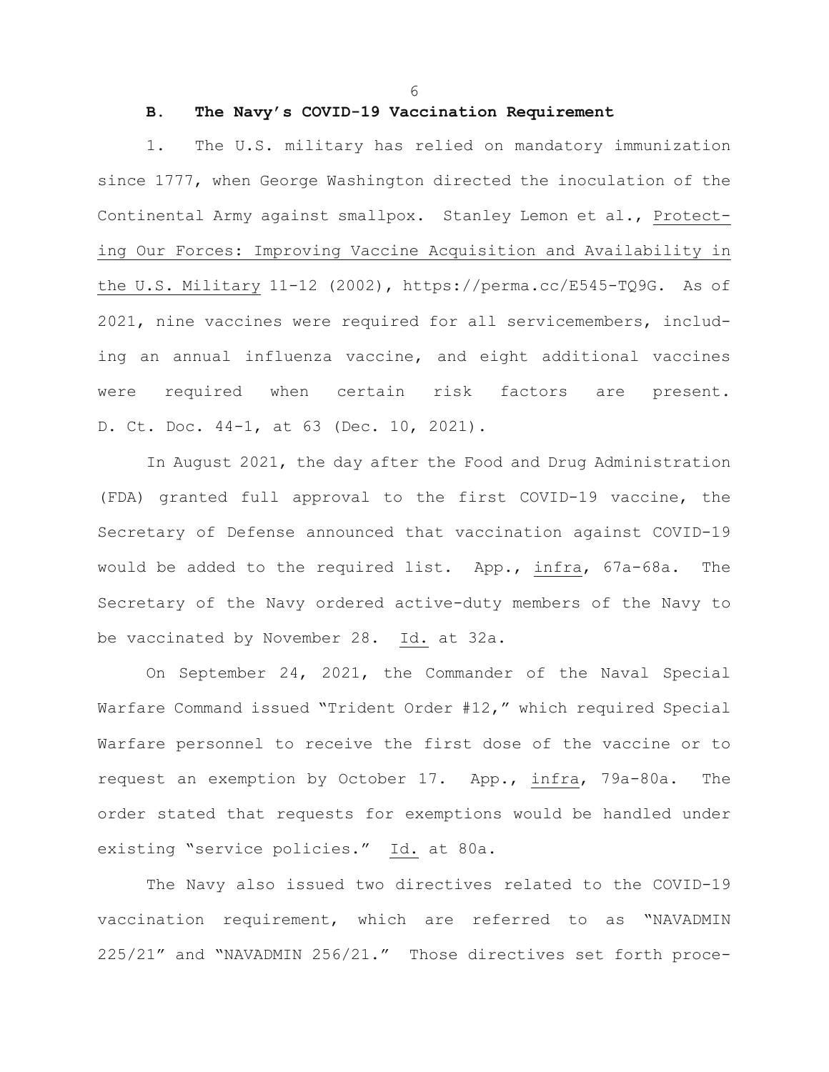### B. The Navy's COVID-19 Vaccination Requirement

1. The U.S. military has relied on mandatory immunization since 1777, when George Washington directed the inoculation of the Continental Army against smallpox. Stanley Lemon et al., Protecting Our Forces: Improving Vaccine Acquisition and Availability in the U.S. Military 11-12 (2002), https://perma.cc/E545-TQ9G. As of 2021, nine vaccines were required for all servicemembers, including an annual influenza vaccine, and eight additional vaccines were required when certain risk factors are present. D. Ct. Doc. 44-1, at 63 (Dec. 10, 2021).

In August 2021, the day after the Food and Drug Administration (FDA) granted full approval to the first COVID-19 vaccine, the Secretary of Defense announced that vaccination against COVID-19 would be added to the required list. App., infra, 67a-68a. The Secretary of the Navy ordered active-duty members of the Navy to be vaccinated by November 28. Id. at 32a.

On September 24, 2021, the Commander of the Naval Special Warfare Command issued "Trident Order #12," which required Special Warfare personnel to receive the first dose of the vaccine or to request an exemption by October 17. App., infra, 79a-80a. The order stated that requests for exemptions would be handled under existing "service policies." Id. at 80a.

The Navy also issued two directives related to the COVID-19 vaccination requirement, which are referred to as "NAVADMIN 225/21" and "NAVADMIN 256/21." Those directives set forth proce-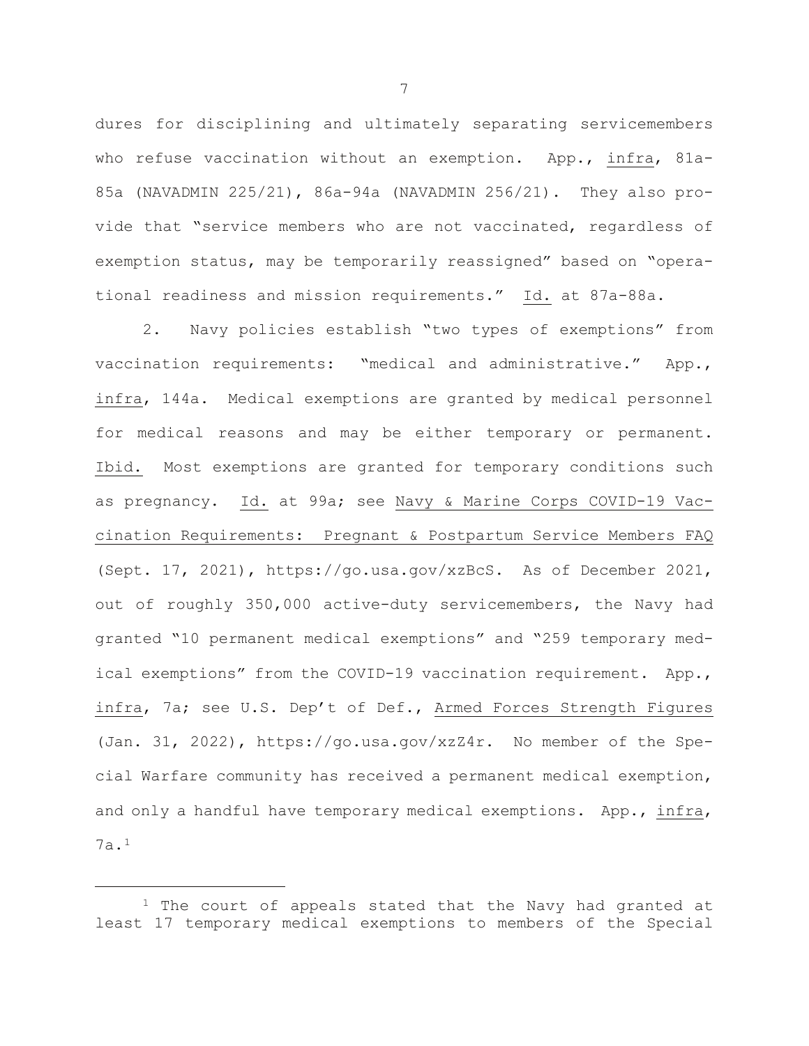dures for disciplining and ultimately separating servicemembers who refuse vaccination without an exemption. App., infra, 81a-85a (NAVADMIN 225/21), 86a-94a (NAVADMIN 256/21). They also provide that "service members who are not vaccinated, regardless of exemption status, may be temporarily reassigned" based on "operational readiness and mission requirements." Id. at 87a-88a.

2. Navy policies establish "two types of exemptions" from vaccination requirements: "medical and administrative." App., infra, 144a. Medical exemptions are granted by medical personnel for medical reasons and may be either temporary or permanent. Ibid. Most exemptions are granted for temporary conditions such as pregnancy. Id. at 99a; see Navy & Marine Corps COVID-19 Vaccination Requirements: Pregnant & Postpartum Service Members FAQ (Sept. 17, 2021), https://go.usa.gov/xzBcS. As of December 2021, out of roughly 350,000 active-duty servicemembers, the Navy had granted "10 permanent medical exemptions" and "259 temporary medical exemptions" from the COVID-19 vaccination requirement. App., infra, 7a; see U.S. Dep't of Def., Armed Forces Strength Figures (Jan. 31, 2022), https://go.usa.gov/xzZ4r. No member of the Special Warfare community has received a permanent medical exemption, and only a handful have temporary medical exemptions. App., infra, 7a.[1]

---

[1] The court of appeals stated that the Navy had granted at least 17 temporary medical exemptions to members of the Special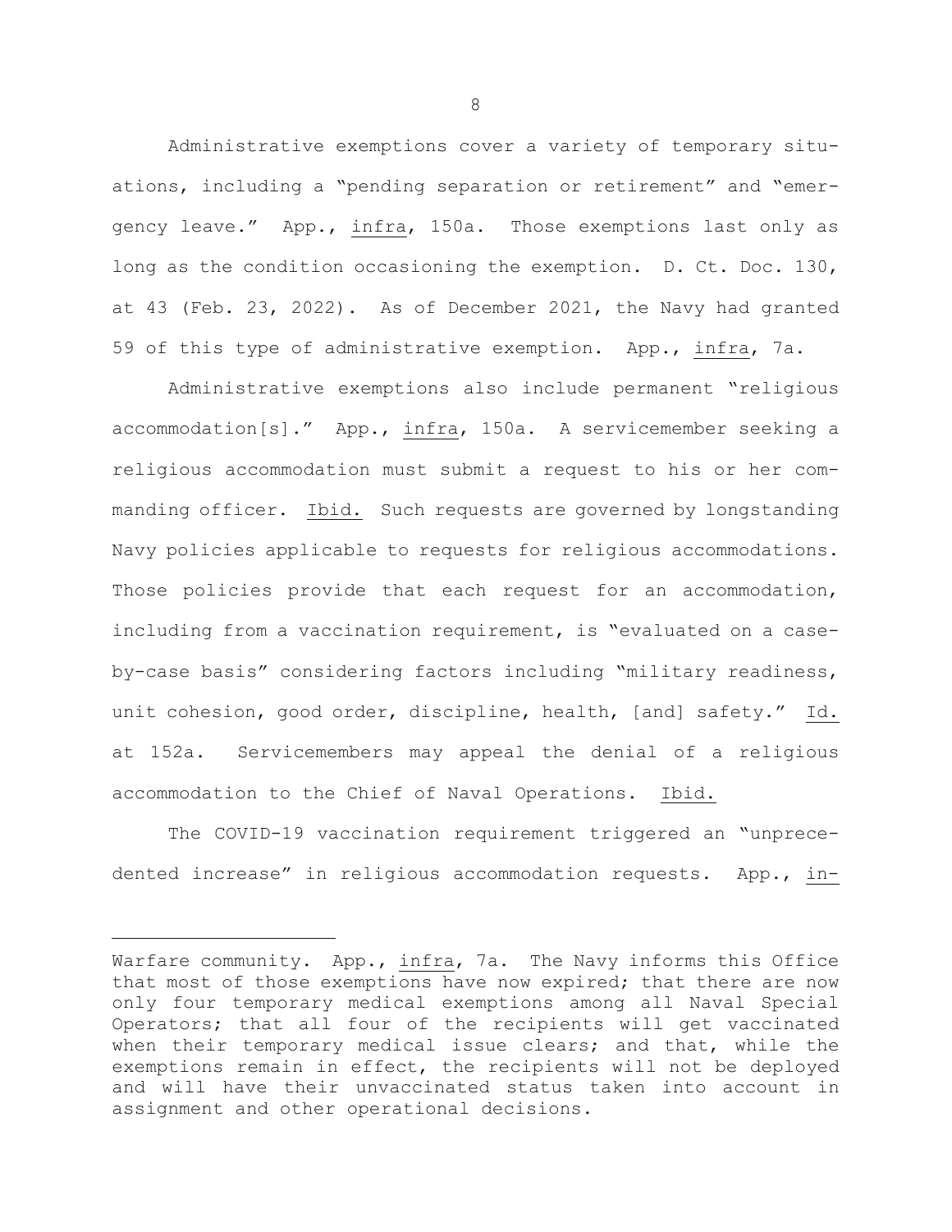Administrative exemptions cover a variety of temporary situations, including a "pending separation or retirement" and "emergency leave." App., infra, 150a. Those exemptions last only as long as the condition occasioning the exemption. D. Ct. Doc. 130, at 43 (Feb. 23, 2022). As of December 2021, the Navy had granted 59 of this type of administrative exemption. App., infra, 7a.

Administrative exemptions also include permanent "religious accommodation[s]." App., infra, 150a. A servicemember seeking a religious accommodation must submit a request to his or her commanding officer. Ibid. Such requests are governed by longstanding Navy policies applicable to requests for religious accommodations. Those policies provide that each request for an accommodation, including from a vaccination requirement, is "evaluated on a case-by-case basis" considering factors including "military readiness, unit cohesion, good order, discipline, health, [and] safety." Id. at 152a. Servicemembers may appeal the denial of a religious accommodation to the Chief of Naval Operations. Ibid.

The COVID-19 vaccination requirement triggered an "unprecedented increase" in religious accommodation requests. App., in-

---

Warfare community. App., infra, 7a. The Navy informs this Office that most of those exemptions have now expired; that there are now only four temporary medical exemptions among all Naval Special Operators; that all four of the recipients will get vaccinated when their temporary medical issue clears; and that, while the exemptions remain in effect, the recipients will not be deployed and will have their unvaccinated status taken into account in assignment and other operational decisions.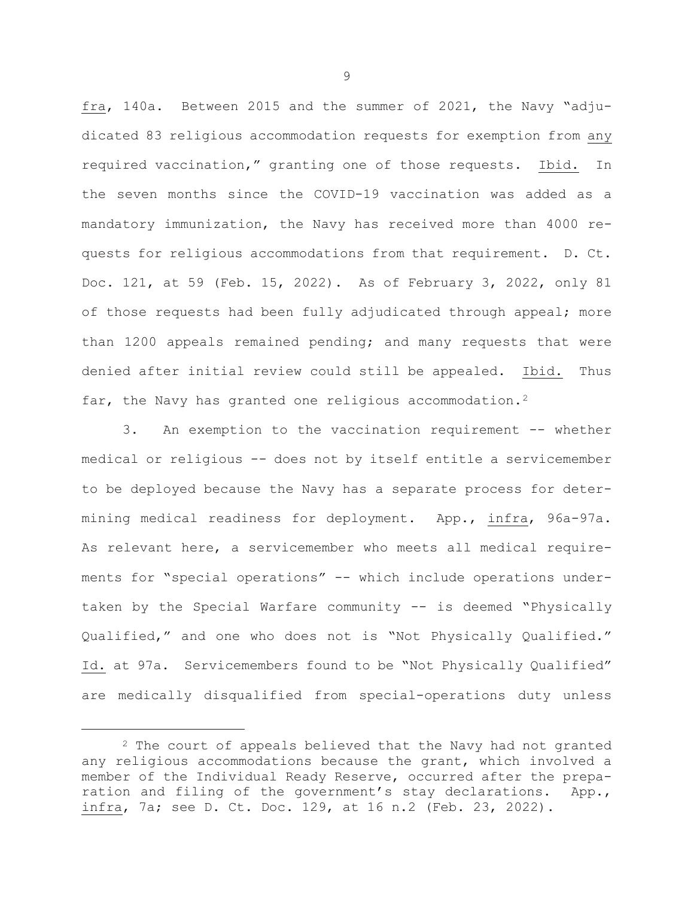fra, 140a. Between 2015 and the summer of 2021, the Navy "adjudicated 83 religious accommodation requests for exemption from any required vaccination," granting one of those requests. Ibid. In the seven months since the COVID-19 vaccination was added as a mandatory immunization, the Navy has received more than 4000 requests for religious accommodations from that requirement. D. Ct. Doc. 121, at 59 (Feb. 15, 2022). As of February 3, 2022, only 81 of those requests had been fully adjudicated through appeal; more than 1200 appeals remained pending; and many requests that were denied after initial review could still be appealed. Ibid. Thus far, the Navy has granted one religious accommodation.[2]

3. An exemption to the vaccination requirement -- whether medical or religious -- does not by itself entitle a servicemember to be deployed because the Navy has a separate process for determining medical readiness for deployment. App., infra, 96a-97a. As relevant here, a servicemember who meets all medical requirements for "special operations" -- which include operations undertaken by the Special Warfare community -- is deemed "Physically Qualified," and one who does not is "Not Physically Qualified." Id. at 97a. Servicemembers found to be "Not Physically Qualified" are medically disqualified from special-operations duty unless

[2] The court of appeals believed that the Navy had not granted any religious accommodations because the grant, which involved a member of the Individual Ready Reserve, occurred after the preparation and filing of the government's stay declarations. App., infra, 7a; see D. Ct. Doc. 129, at 16 n.2 (Feb. 23, 2022).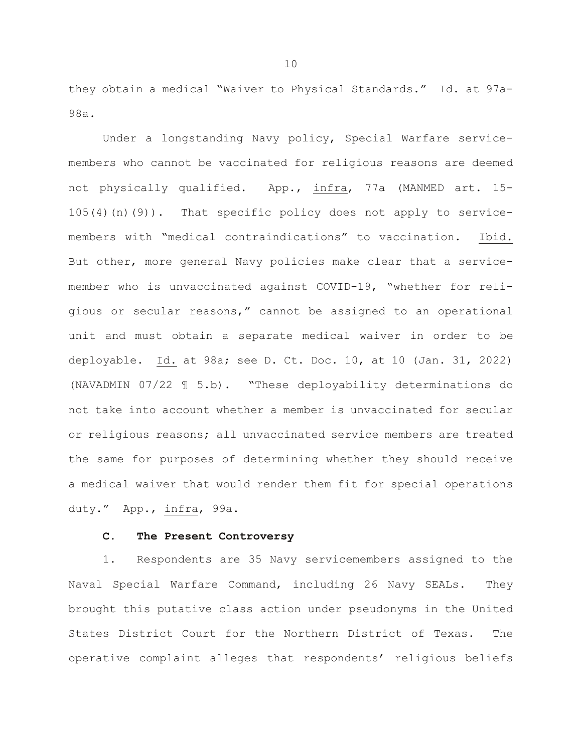they obtain a medical "Waiver to Physical Standards." Id. at 97a-98a.

Under a longstanding Navy policy, Special Warfare servicemembers who cannot be vaccinated for religious reasons are deemed not physically qualified. App., infra, 77a (MANMED art. 15-105(4)(n)(9)). That specific policy does not apply to servicemembers with "medical contraindications" to vaccination. Ibid. But other, more general Navy policies make clear that a servicemember who is unvaccinated against COVID-19, "whether for religious or secular reasons," cannot be assigned to an operational unit and must obtain a separate medical waiver in order to be deployable. Id. at 98a; see D. Ct. Doc. 10, at 10 (Jan. 31, 2022) (NAVADMIN 07/22 ¶ 5.b). "These deployability determinations do not take into account whether a member is unvaccinated for secular or religious reasons; all unvaccinated service members are treated the same for purposes of determining whether they should receive a medical waiver that would render them fit for special operations duty." App., infra, 99a.

### C. The Present Controversy

1. Respondents are 35 Navy servicemembers assigned to the Naval Special Warfare Command, including 26 Navy SEALs. They brought this putative class action under pseudonyms in the United States District Court for the Northern District of Texas. The operative complaint alleges that respondents' religious beliefs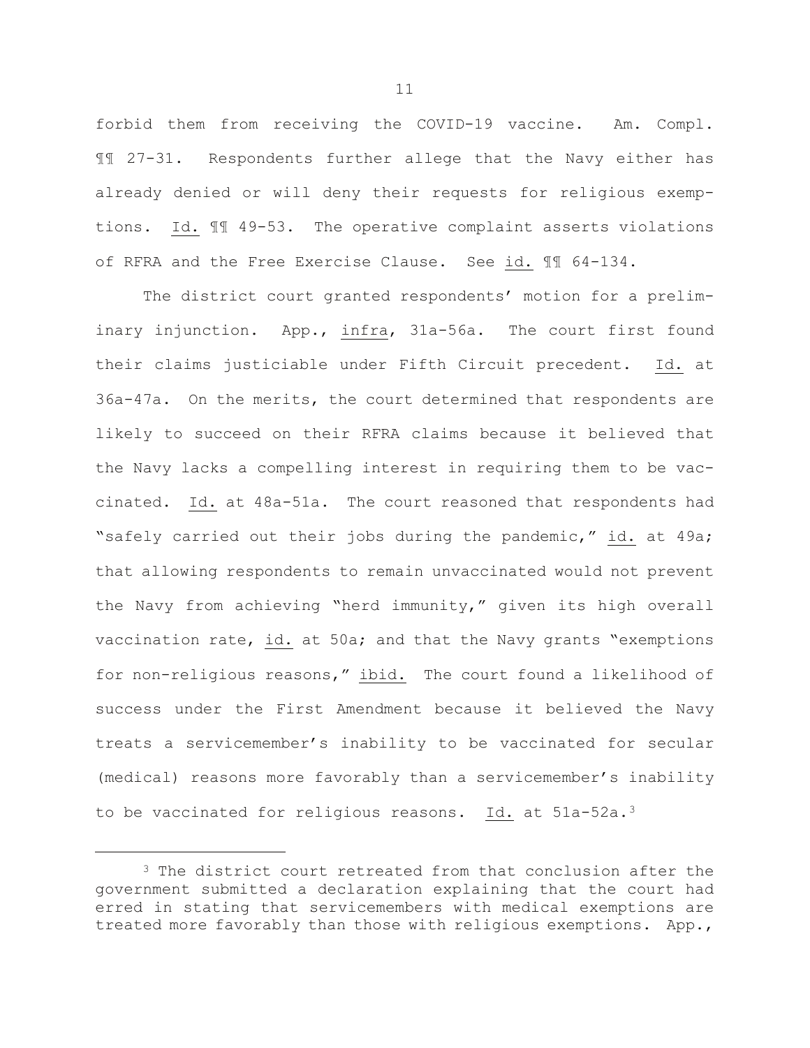forbid them from receiving the COVID-19 vaccine. Am. Compl. ¶¶ 27-31. Respondents further allege that the Navy either has already denied or will deny their requests for religious exemptions. Id. ¶¶ 49-53. The operative complaint asserts violations of RFRA and the Free Exercise Clause. See id. ¶¶ 64-134.

The district court granted respondents' motion for a preliminary injunction. App., infra, 31a-56a. The court first found their claims justiciable under Fifth Circuit precedent. Id. at 36a-47a. On the merits, the court determined that respondents are likely to succeed on their RFRA claims because it believed that the Navy lacks a compelling interest in requiring them to be vaccinated. Id. at 48a-51a. The court reasoned that respondents had "safely carried out their jobs during the pandemic," id. at 49a; that allowing respondents to remain unvaccinated would not prevent the Navy from achieving "herd immunity," given its high overall vaccination rate, id. at 50a; and that the Navy grants "exemptions for non-religious reasons," ibid. The court found a likelihood of success under the First Amendment because it believed the Navy treats a servicemember's inability to be vaccinated for secular (medical) reasons more favorably than a servicemember's inability to be vaccinated for religious reasons. Id. at 51a-52a.[3]

---

[3] The district court retreated from that conclusion after the government submitted a declaration explaining that the court had erred in stating that servicemembers with medical exemptions are treated more favorably than those with religious exemptions. App.,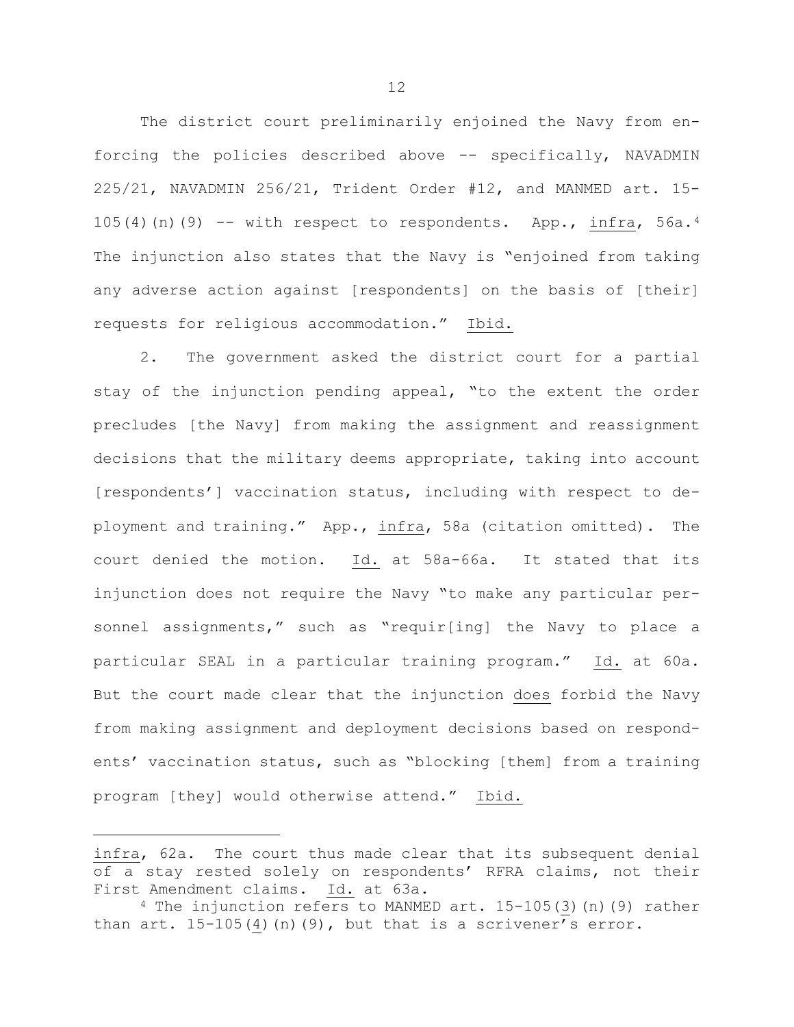The district court preliminarily enjoined the Navy from enforcing the policies described above -- specifically, NAVADMIN 225/21, NAVADMIN 256/21, Trident Order #12, and MANMED art. 15-105(4)(n)(9) -- with respect to respondents. App., infra, 56a.[4] The injunction also states that the Navy is "enjoined from taking any adverse action against [respondents] on the basis of [their] requests for religious accommodation." Ibid.

2. The government asked the district court for a partial stay of the injunction pending appeal, "to the extent the order precludes [the Navy] from making the assignment and reassignment decisions that the military deems appropriate, taking into account [respondents'] vaccination status, including with respect to deployment and training." App., infra, 58a (citation omitted). The court denied the motion. Id. at 58a-66a. It stated that its injunction does not require the Navy "to make any particular personnel assignments," such as "requir[ing] the Navy to place a particular SEAL in a particular training program." Id. at 60a. But the court made clear that the injunction does forbid the Navy from making assignment and deployment decisions based on respondents' vaccination status, such as "blocking [them] from a training program [they] would otherwise attend." Ibid.

---

infra, 62a. The court thus made clear that its subsequent denial of a stay rested solely on respondents' RFRA claims, not their First Amendment claims. Id. at 63a.

[4] The injunction refers to MANMED art. 15-105(3)(n)(9) rather than art. 15-105(4)(n)(9), but that is a scrivener's error.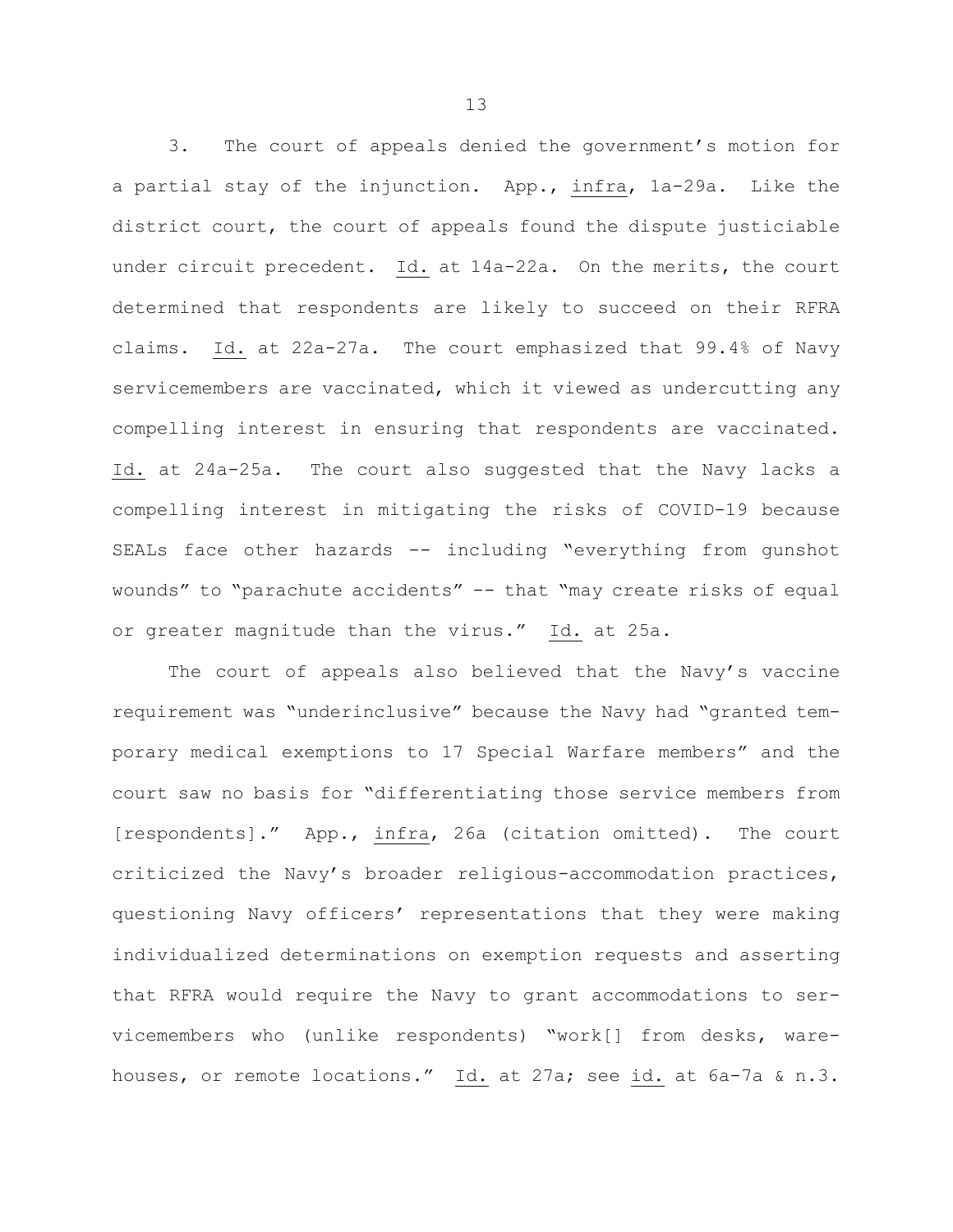3. The court of appeals denied the government's motion for a partial stay of the injunction. App., _infra_, 1a-29a. Like the district court, the court of appeals found the dispute justiciable under circuit precedent. _Id._ at 14a-22a. On the merits, the court determined that respondents are likely to succeed on their RFRA claims. _Id._ at 22a-27a. The court emphasized that 99.4% of Navy servicemembers are vaccinated, which it viewed as undercutting any compelling interest in ensuring that respondents are vaccinated. _Id._ at 24a-25a. The court also suggested that the Navy lacks a compelling interest in mitigating the risks of COVID-19 because SEALs face other hazards -- including "everything from gunshot wounds" to "parachute accidents" -- that "may create risks of equal or greater magnitude than the virus." _Id._ at 25a.

The court of appeals also believed that the Navy's vaccine requirement was "underinclusive" because the Navy had "granted temporary medical exemptions to 17 Special Warfare members" and the court saw no basis for "differentiating those service members from [respondents]." App., _infra_, 26a (citation omitted). The court criticized the Navy's broader religious-accommodation practices, questioning Navy officers' representations that they were making individualized determinations on exemption requests and asserting that RFRA would require the Navy to grant accommodations to servicemembers who (unlike respondents) "work[] from desks, warehouses, or remote locations." _Id._ at 27a; see _id._ at 6a-7a & n.3.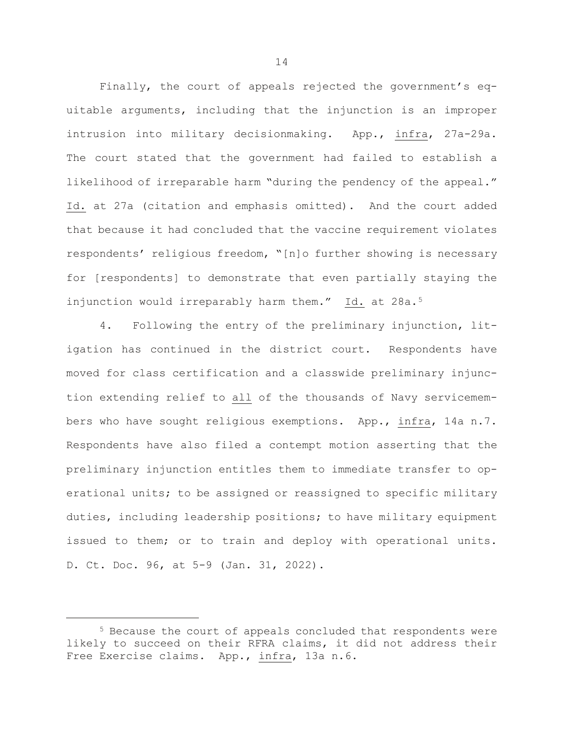Finally, the court of appeals rejected the government's equitable arguments, including that the injunction is an improper intrusion into military decisionmaking. App., infra, 27a-29a. The court stated that the government had failed to establish a likelihood of irreparable harm "during the pendency of the appeal." Id. at 27a (citation and emphasis omitted). And the court added that because it had concluded that the vaccine requirement violates respondents' religious freedom, "[n]o further showing is necessary for [respondents] to demonstrate that even partially staying the injunction would irreparably harm them." Id. at 28a.[5]

4. Following the entry of the preliminary injunction, litigation has continued in the district court. Respondents have moved for class certification and a classwide preliminary injunction extending relief to all of the thousands of Navy servicemembers who have sought religious exemptions. App., infra, 14a n.7. Respondents have also filed a contempt motion asserting that the preliminary injunction entitles them to immediate transfer to operational units; to be assigned or reassigned to specific military duties, including leadership positions; to have military equipment issued to them; or to train and deploy with operational units. D. Ct. Doc. 96, at 5-9 (Jan. 31, 2022).

[5] Because the court of appeals concluded that respondents were likely to succeed on their RFRA claims, it did not address their Free Exercise claims. App., infra, 13a n.6.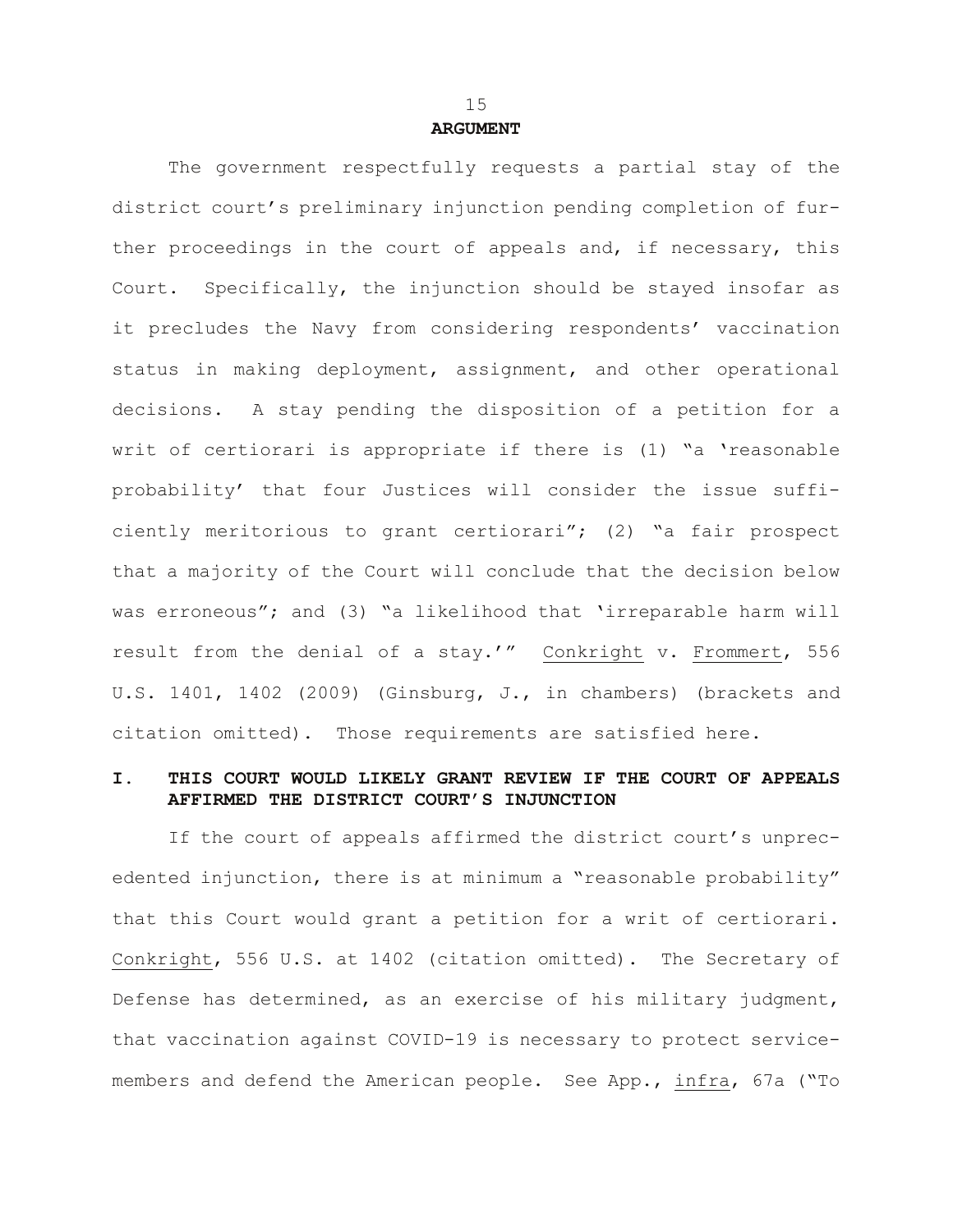## ARGUMENT

The government respectfully requests a partial stay of the district court's preliminary injunction pending completion of further proceedings in the court of appeals and, if necessary, this Court. Specifically, the injunction should be stayed insofar as it precludes the Navy from considering respondents' vaccination status in making deployment, assignment, and other operational decisions. A stay pending the disposition of a petition for a writ of certiorari is appropriate if there is (1) "a 'reasonable probability' that four Justices will consider the issue sufficiently meritorious to grant certiorari"; (2) "a fair prospect that a majority of the Court will conclude that the decision below was erroneous"; and (3) "a likelihood that 'irreparable harm will result from the denial of a stay.'" Conkright v. Frommert, 556 U.S. 1401, 1402 (2009) (Ginsburg, J., in chambers) (brackets and citation omitted). Those requirements are satisfied here.

### I. THIS COURT WOULD LIKELY GRANT REVIEW IF THE COURT OF APPEALS AFFIRMED THE DISTRICT COURT'S INJUNCTION

If the court of appeals affirmed the district court's unprecedented injunction, there is at minimum a "reasonable probability" that this Court would grant a petition for a writ of certiorari. Conkright, 556 U.S. at 1402 (citation omitted). The Secretary of Defense has determined, as an exercise of his military judgment, that vaccination against COVID-19 is necessary to protect servicemembers and defend the American people. See App., infra, 67a ("To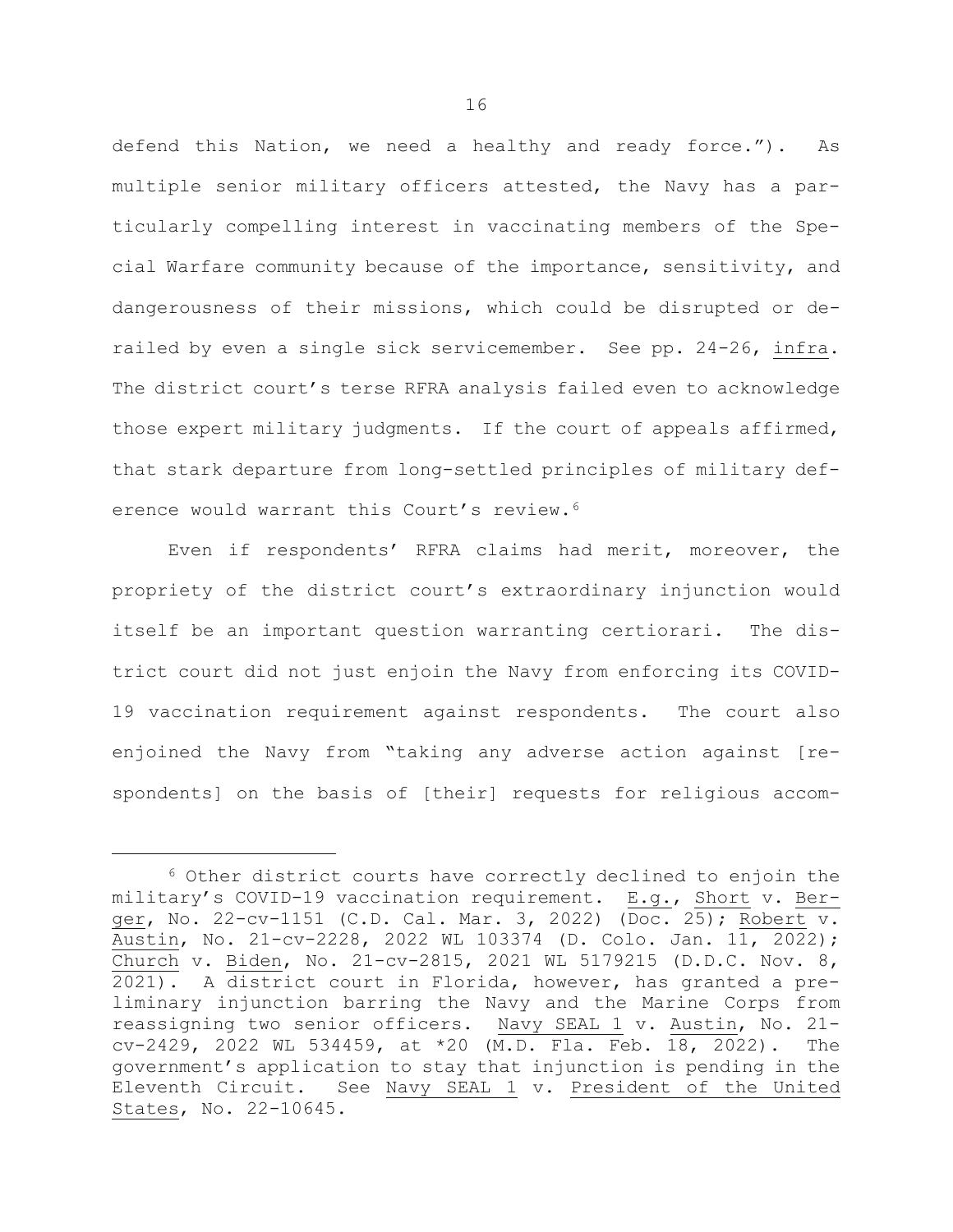defend this Nation, we need a healthy and ready force."). As multiple senior military officers attested, the Navy has a particularly compelling interest in vaccinating members of the Special Warfare community because of the importance, sensitivity, and dangerousness of their missions, which could be disrupted or derailed by even a single sick servicemember. See pp. 24-26, infra. The district court's terse RFRA analysis failed even to acknowledge those expert military judgments. If the court of appeals affirmed, that stark departure from long-settled principles of military deference would warrant this Court's review.[6]

Even if respondents' RFRA claims had merit, moreover, the propriety of the district court's extraordinary injunction would itself be an important question warranting certiorari. The district court did not just enjoin the Navy from enforcing its COVID-19 vaccination requirement against respondents. The court also enjoined the Navy from "taking any adverse action against [respondents] on the basis of [their] requests for religious accom-

---

[6] Other district courts have correctly declined to enjoin the military's COVID-19 vaccination requirement. E.g., Short v. Berger, No. 22-cv-1151 (C.D. Cal. Mar. 3, 2022) (Doc. 25); Robert v. Austin, No. 21-cv-2228, 2022 WL 103374 (D. Colo. Jan. 11, 2022); Church v. Biden, No. 21-cv-2815, 2021 WL 5179215 (D.D.C. Nov. 8, 2021). A district court in Florida, however, has granted a preliminary injunction barring the Navy and the Marine Corps from reassigning two senior officers. Navy SEAL 1 v. Austin, No. 21-cv-2429, 2022 WL 534459, at *20 (M.D. Fla. Feb. 18, 2022). The government's application to stay that injunction is pending in the Eleventh Circuit. See Navy SEAL 1 v. President of the United States, No. 22-10645.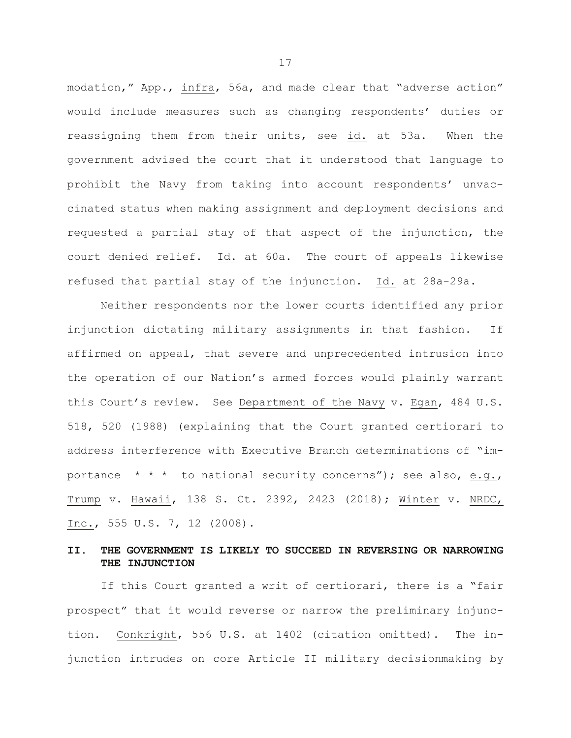modation," App., infra, 56a, and made clear that "adverse action" would include measures such as changing respondents' duties or reassigning them from their units, see id. at 53a. When the government advised the court that it understood that language to prohibit the Navy from taking into account respondents' unvaccinated status when making assignment and deployment decisions and requested a partial stay of that aspect of the injunction, the court denied relief. Id. at 60a. The court of appeals likewise refused that partial stay of the injunction. Id. at 28a-29a.

Neither respondents nor the lower courts identified any prior injunction dictating military assignments in that fashion. If affirmed on appeal, that severe and unprecedented intrusion into the operation of our Nation's armed forces would plainly warrant this Court's review. See Department of the Navy v. Egan, 484 U.S. 518, 520 (1988) (explaining that the Court granted certiorari to address interference with Executive Branch determinations of "importance * * * to national security concerns"); see also, e.g., Trump v. Hawaii, 138 S. Ct. 2392, 2423 (2018); Winter v. NRDC, Inc., 555 U.S. 7, 12 (2008).

## II. THE GOVERNMENT IS LIKELY TO SUCCEED IN REVERSING OR NARROWING THE INJUNCTION

If this Court granted a writ of certiorari, there is a "fair prospect" that it would reverse or narrow the preliminary injunction. Conkright, 556 U.S. at 1402 (citation omitted). The injunction intrudes on core Article II military decisionmaking by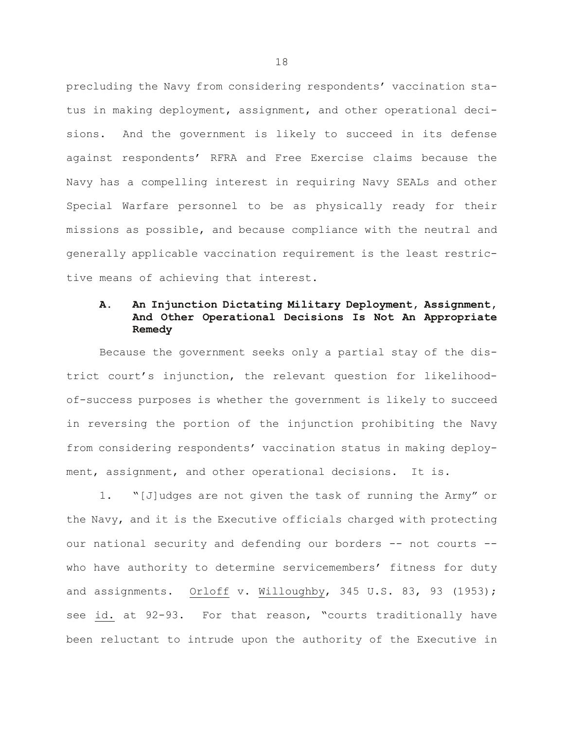precluding the Navy from considering respondents' vaccination status in making deployment, assignment, and other operational decisions. And the government is likely to succeed in its defense against respondents' RFRA and Free Exercise claims because the Navy has a compelling interest in requiring Navy SEALs and other Special Warfare personnel to be as physically ready for their missions as possible, and because compliance with the neutral and generally applicable vaccination requirement is the least restrictive means of achieving that interest.

### A. An Injunction Dictating Military Deployment, Assignment, And Other Operational Decisions Is Not An Appropriate Remedy

Because the government seeks only a partial stay of the district court's injunction, the relevant question for likelihood-of-success purposes is whether the government is likely to succeed in reversing the portion of the injunction prohibiting the Navy from considering respondents' vaccination status in making deployment, assignment, and other operational decisions. It is.

1. "[J]udges are not given the task of running the Army" or the Navy, and it is the Executive officials charged with protecting our national security and defending our borders -- not courts -- who have authority to determine servicemembers' fitness for duty and assignments. Orloff v. Willoughby, 345 U.S. 83, 93 (1953); see id. at 92-93. For that reason, "courts traditionally have been reluctant to intrude upon the authority of the Executive in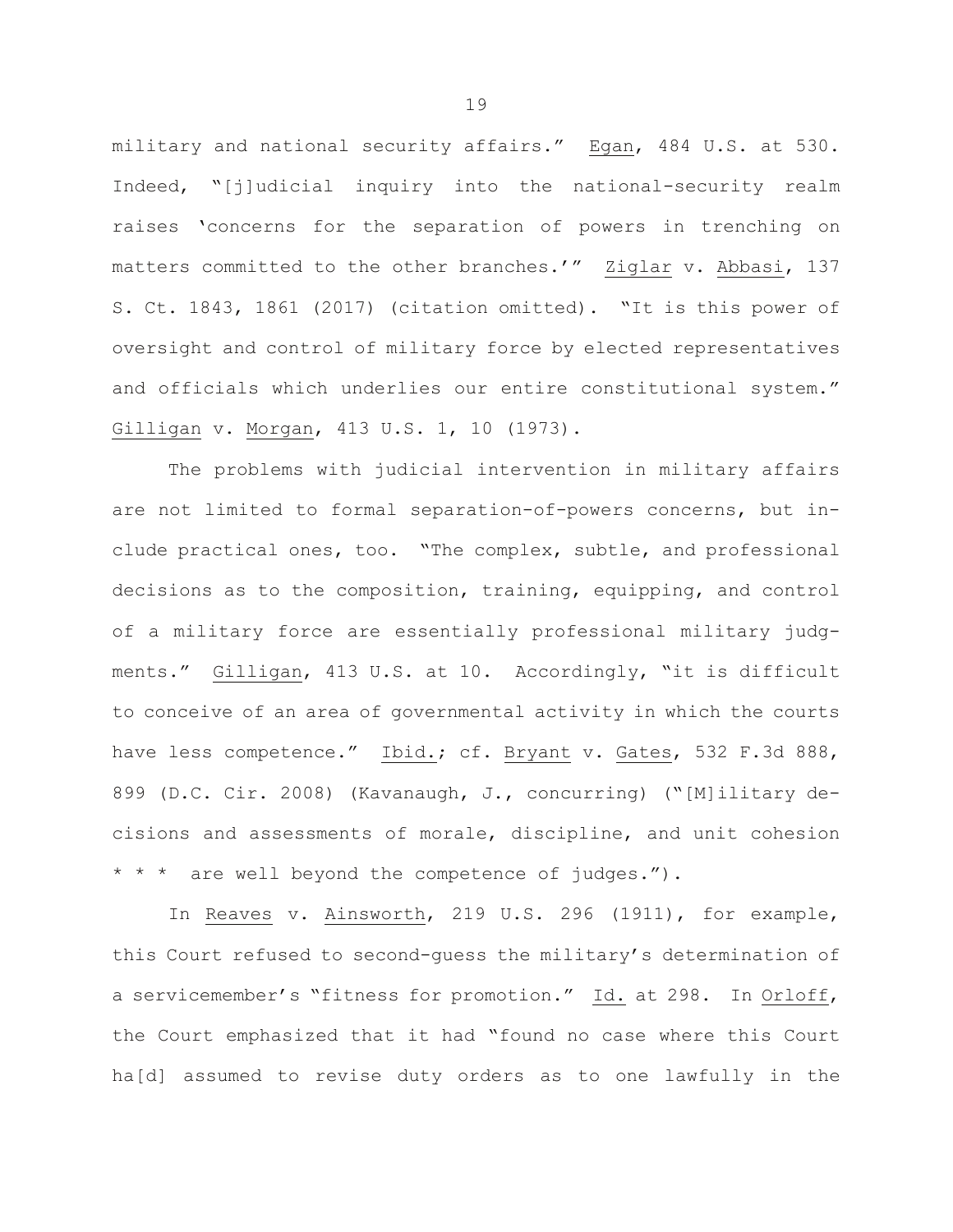military and national security affairs." Egan, 484 U.S. at 530. Indeed, "[j]udicial inquiry into the national-security realm raises 'concerns for the separation of powers in trenching on matters committed to the other branches.'" Ziglar v. Abbasi, 137 S. Ct. 1843, 1861 (2017) (citation omitted). "It is this power of oversight and control of military force by elected representatives and officials which underlies our entire constitutional system." Gilligan v. Morgan, 413 U.S. 1, 10 (1973).

The problems with judicial intervention in military affairs are not limited to formal separation-of-powers concerns, but include practical ones, too. "The complex, subtle, and professional decisions as to the composition, training, equipping, and control of a military force are essentially professional military judgments." Gilligan, 413 U.S. at 10. Accordingly, "it is difficult to conceive of an area of governmental activity in which the courts have less competence." Ibid.; cf. Bryant v. Gates, 532 F.3d 888, 899 (D.C. Cir. 2008) (Kavanaugh, J., concurring) ("[M]ilitary decisions and assessments of morale, discipline, and unit cohesion * * * are well beyond the competence of judges.").

In Reaves v. Ainsworth, 219 U.S. 296 (1911), for example, this Court refused to second-guess the military's determination of a servicemember's "fitness for promotion." Id. at 298. In Orloff, the Court emphasized that it had "found no case where this Court ha[d] assumed to revise duty orders as to one lawfully in the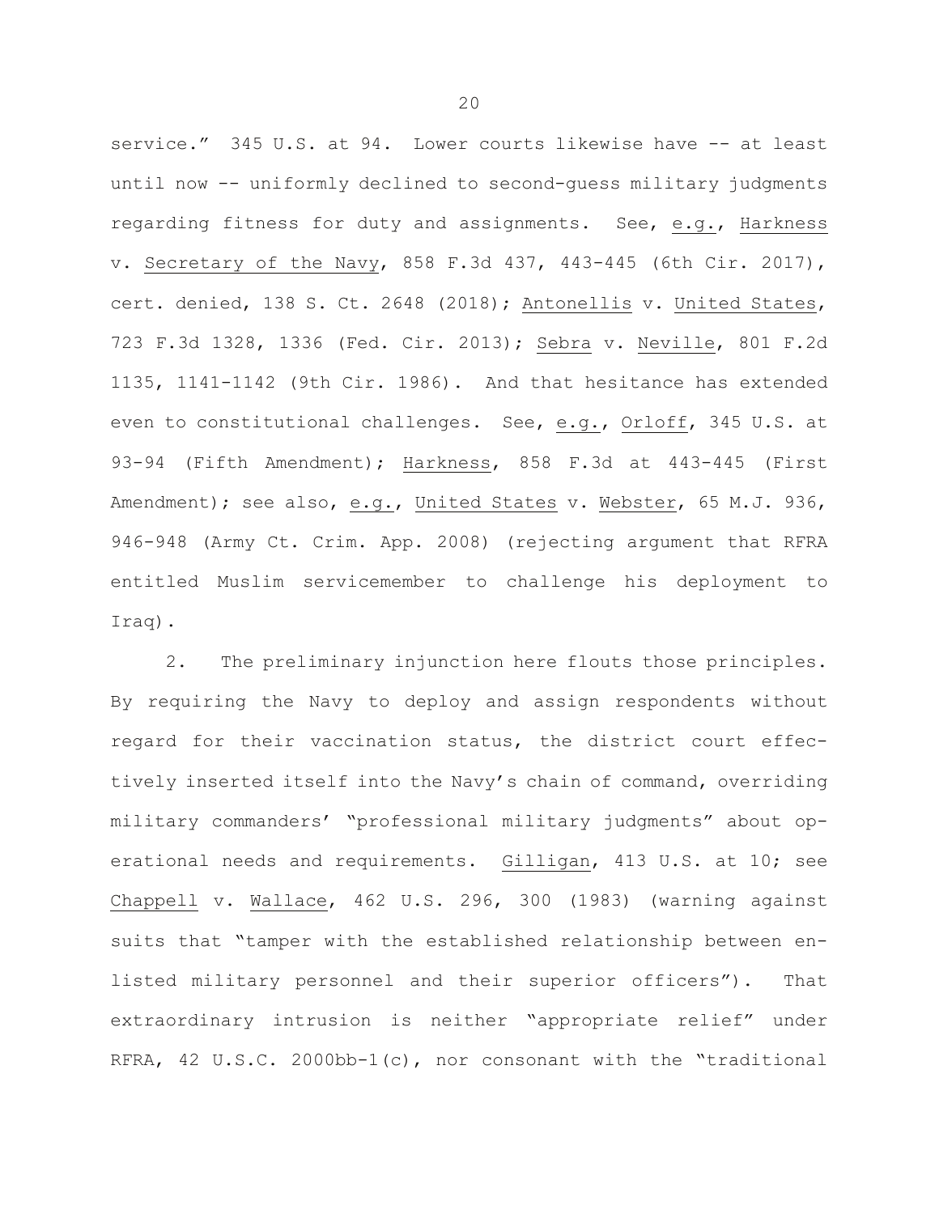service." 345 U.S. at 94. Lower courts likewise have -- at least until now -- uniformly declined to second-guess military judgments regarding fitness for duty and assignments. See, e.g., Harkness v. Secretary of the Navy, 858 F.3d 437, 443-445 (6th Cir. 2017), cert. denied, 138 S. Ct. 2648 (2018); Antonellis v. United States, 723 F.3d 1328, 1336 (Fed. Cir. 2013); Sebra v. Neville, 801 F.2d 1135, 1141-1142 (9th Cir. 1986). And that hesitance has extended even to constitutional challenges. See, e.g., Orloff, 345 U.S. at 93-94 (Fifth Amendment); Harkness, 858 F.3d at 443-445 (First Amendment); see also, e.g., United States v. Webster, 65 M.J. 936, 946-948 (Army Ct. Crim. App. 2008) (rejecting argument that RFRA entitled Muslim servicemember to challenge his deployment to Iraq).

2. The preliminary injunction here flouts those principles. By requiring the Navy to deploy and assign respondents without regard for their vaccination status, the district court effectively inserted itself into the Navy's chain of command, overriding military commanders' "professional military judgments" about operational needs and requirements. Gilligan, 413 U.S. at 10; see Chappell v. Wallace, 462 U.S. 296, 300 (1983) (warning against suits that "tamper with the established relationship between enlisted military personnel and their superior officers"). That extraordinary intrusion is neither "appropriate relief" under RFRA, 42 U.S.C. 2000bb-1(c), nor consonant with the "traditional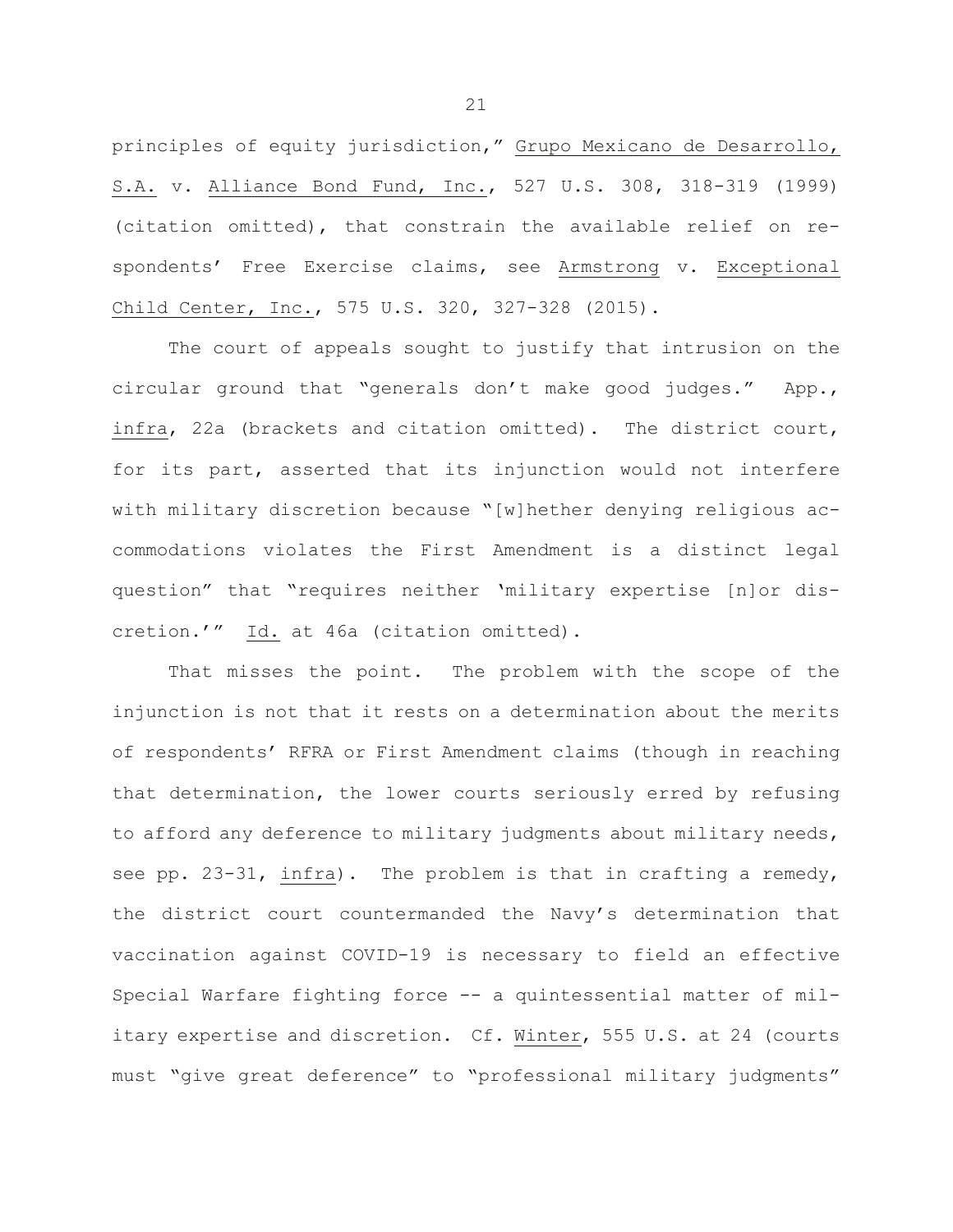principles of equity jurisdiction," Grupo Mexicano de Desarrollo, S.A. v. Alliance Bond Fund, Inc., 527 U.S. 308, 318-319 (1999) (citation omitted), that constrain the available relief on respondents' Free Exercise claims, see Armstrong v. Exceptional Child Center, Inc., 575 U.S. 320, 327-328 (2015).

The court of appeals sought to justify that intrusion on the circular ground that "generals don't make good judges." App., infra, 22a (brackets and citation omitted). The district court, for its part, asserted that its injunction would not interfere with military discretion because "[w]hether denying religious accommodations violates the First Amendment is a distinct legal question" that "requires neither 'military expertise [n]or discretion.'" Id. at 46a (citation omitted).

That misses the point. The problem with the scope of the injunction is not that it rests on a determination about the merits of respondents' RFRA or First Amendment claims (though in reaching that determination, the lower courts seriously erred by refusing to afford any deference to military judgments about military needs, see pp. 23-31, infra). The problem is that in crafting a remedy, the district court countermanded the Navy's determination that vaccination against COVID-19 is necessary to field an effective Special Warfare fighting force -- a quintessential matter of military expertise and discretion. Cf. Winter, 555 U.S. at 24 (courts must "give great deference" to "professional military judgments"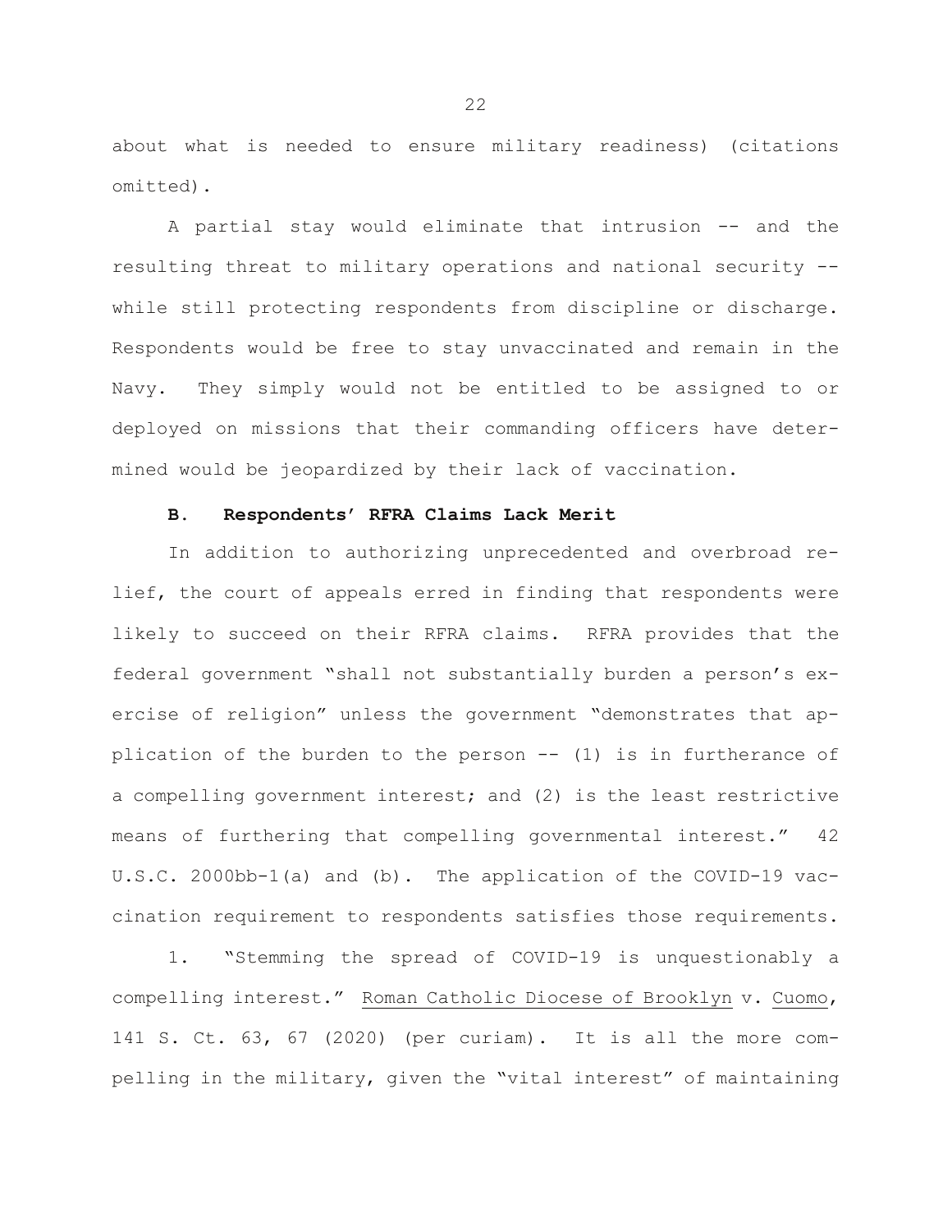about what is needed to ensure military readiness) (citations omitted).

A partial stay would eliminate that intrusion -- and the resulting threat to military operations and national security -- while still protecting respondents from discipline or discharge. Respondents would be free to stay unvaccinated and remain in the Navy. They simply would not be entitled to be assigned to or deployed on missions that their commanding officers have determined would be jeopardized by their lack of vaccination.

### B. Respondents' RFRA Claims Lack Merit

In addition to authorizing unprecedented and overbroad relief, the court of appeals erred in finding that respondents were likely to succeed on their RFRA claims. RFRA provides that the federal government "shall not substantially burden a person's exercise of religion" unless the government "demonstrates that application of the burden to the person -- (1) is in furtherance of a compelling government interest; and (2) is the least restrictive means of furthering that compelling governmental interest." 42 U.S.C. 2000bb-1(a) and (b). The application of the COVID-19 vaccination requirement to respondents satisfies those requirements.

1. "Stemming the spread of COVID-19 is unquestionably a compelling interest." Roman Catholic Diocese of Brooklyn v. Cuomo, 141 S. Ct. 63, 67 (2020) (per curiam). It is all the more compelling in the military, given the "vital interest" of maintaining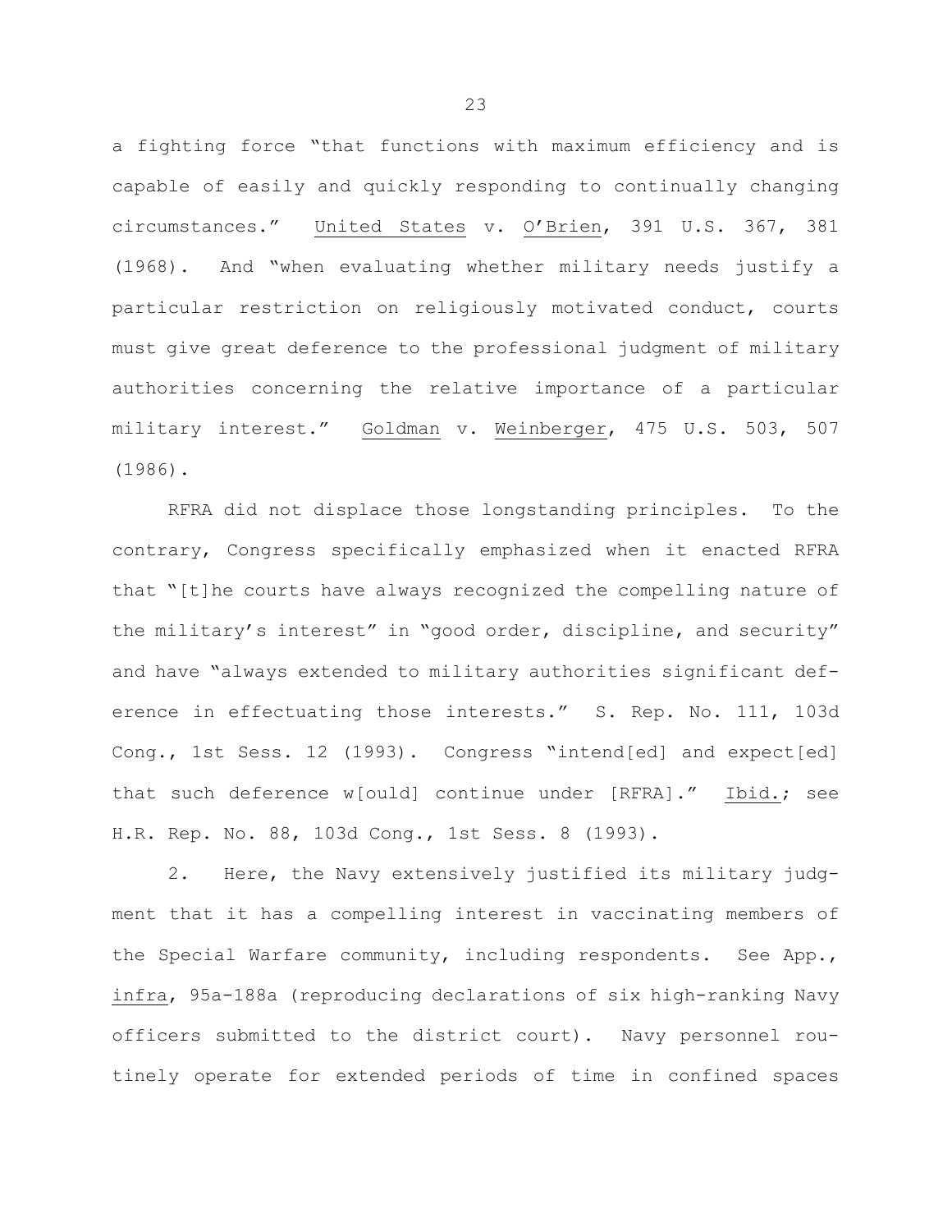a fighting force "that functions with maximum efficiency and is capable of easily and quickly responding to continually changing circumstances." United States v. O'Brien, 391 U.S. 367, 381 (1968). And "when evaluating whether military needs justify a particular restriction on religiously motivated conduct, courts must give great deference to the professional judgment of military authorities concerning the relative importance of a particular military interest." Goldman v. Weinberger, 475 U.S. 503, 507 (1986).

RFRA did not displace those longstanding principles. To the contrary, Congress specifically emphasized when it enacted RFRA that "[t]he courts have always recognized the compelling nature of the military's interest" in "good order, discipline, and security" and have "always extended to military authorities significant deference in effectuating those interests." S. Rep. No. 111, 103d Cong., 1st Sess. 12 (1993). Congress "intend[ed] and expect[ed] that such deference w[ould] continue under [RFRA]." Ibid.; see H.R. Rep. No. 88, 103d Cong., 1st Sess. 8 (1993).

2. Here, the Navy extensively justified its military judgment that it has a compelling interest in vaccinating members of the Special Warfare community, including respondents. See App., infra, 95a-188a (reproducing declarations of six high-ranking Navy officers submitted to the district court). Navy personnel routinely operate for extended periods of time in confined spaces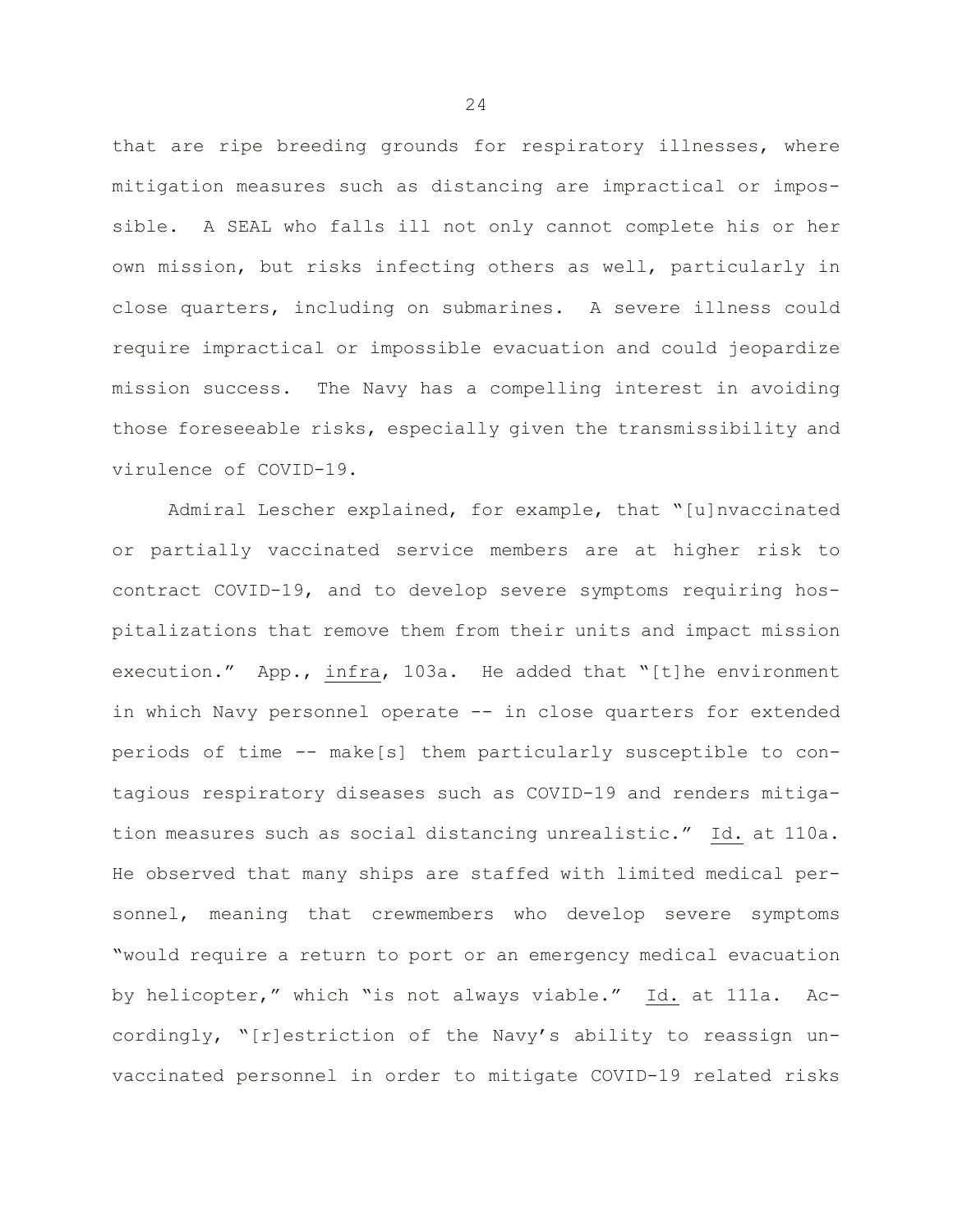that are ripe breeding grounds for respiratory illnesses, where mitigation measures such as distancing are impractical or impossible. A SEAL who falls ill not only cannot complete his or her own mission, but risks infecting others as well, particularly in close quarters, including on submarines. A severe illness could require impractical or impossible evacuation and could jeopardize mission success. The Navy has a compelling interest in avoiding those foreseeable risks, especially given the transmissibility and virulence of COVID-19.

Admiral Lescher explained, for example, that "[u]nvaccinated or partially vaccinated service members are at higher risk to contract COVID-19, and to develop severe symptoms requiring hospitalizations that remove them from their units and impact mission execution." App., infra, 103a. He added that "[t]he environment in which Navy personnel operate -- in close quarters for extended periods of time -- make[s] them particularly susceptible to contagious respiratory diseases such as COVID-19 and renders mitigation measures such as social distancing unrealistic." Id. at 110a. He observed that many ships are staffed with limited medical personnel, meaning that crewmembers who develop severe symptoms "would require a return to port or an emergency medical evacuation by helicopter," which "is not always viable." Id. at 111a. Accordingly, "[r]estriction of the Navy's ability to reassign unvaccinated personnel in order to mitigate COVID-19 related risks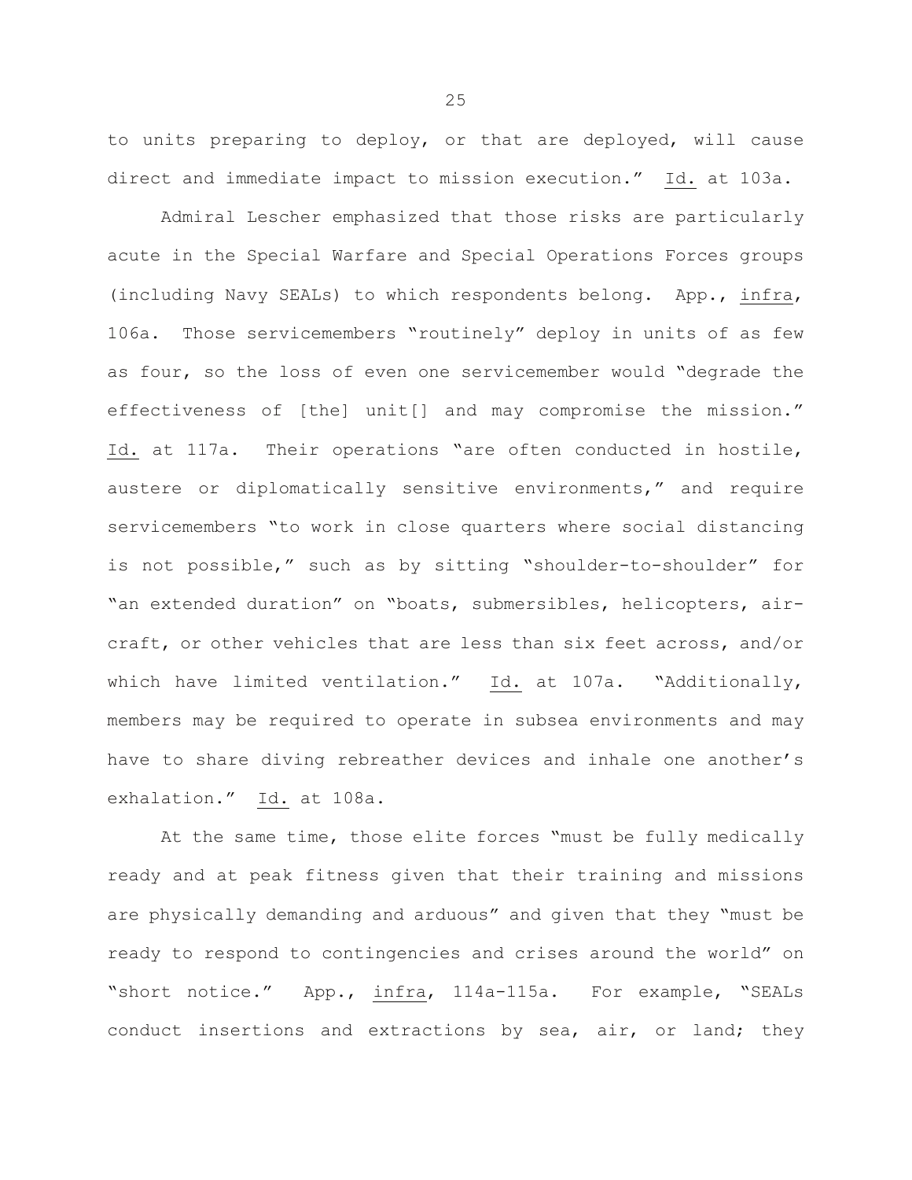to units preparing to deploy, or that are deployed, will cause direct and immediate impact to mission execution." Id. at 103a.

Admiral Lescher emphasized that those risks are particularly acute in the Special Warfare and Special Operations Forces groups (including Navy SEALs) to which respondents belong. App., infra, 106a. Those servicemembers "routinely" deploy in units of as few as four, so the loss of even one servicemember would "degrade the effectiveness of [the] unit[] and may compromise the mission." Id. at 117a. Their operations "are often conducted in hostile, austere or diplomatically sensitive environments," and require servicemembers "to work in close quarters where social distancing is not possible," such as by sitting "shoulder-to-shoulder" for "an extended duration" on "boats, submersibles, helicopters, aircraft, or other vehicles that are less than six feet across, and/or which have limited ventilation." Id. at 107a. "Additionally, members may be required to operate in subsea environments and may have to share diving rebreather devices and inhale one another's exhalation." Id. at 108a.

At the same time, those elite forces "must be fully medically ready and at peak fitness given that their training and missions are physically demanding and arduous" and given that they "must be ready to respond to contingencies and crises around the world" on "short notice." App., infra, 114a-115a. For example, "SEALs conduct insertions and extractions by sea, air, or land; they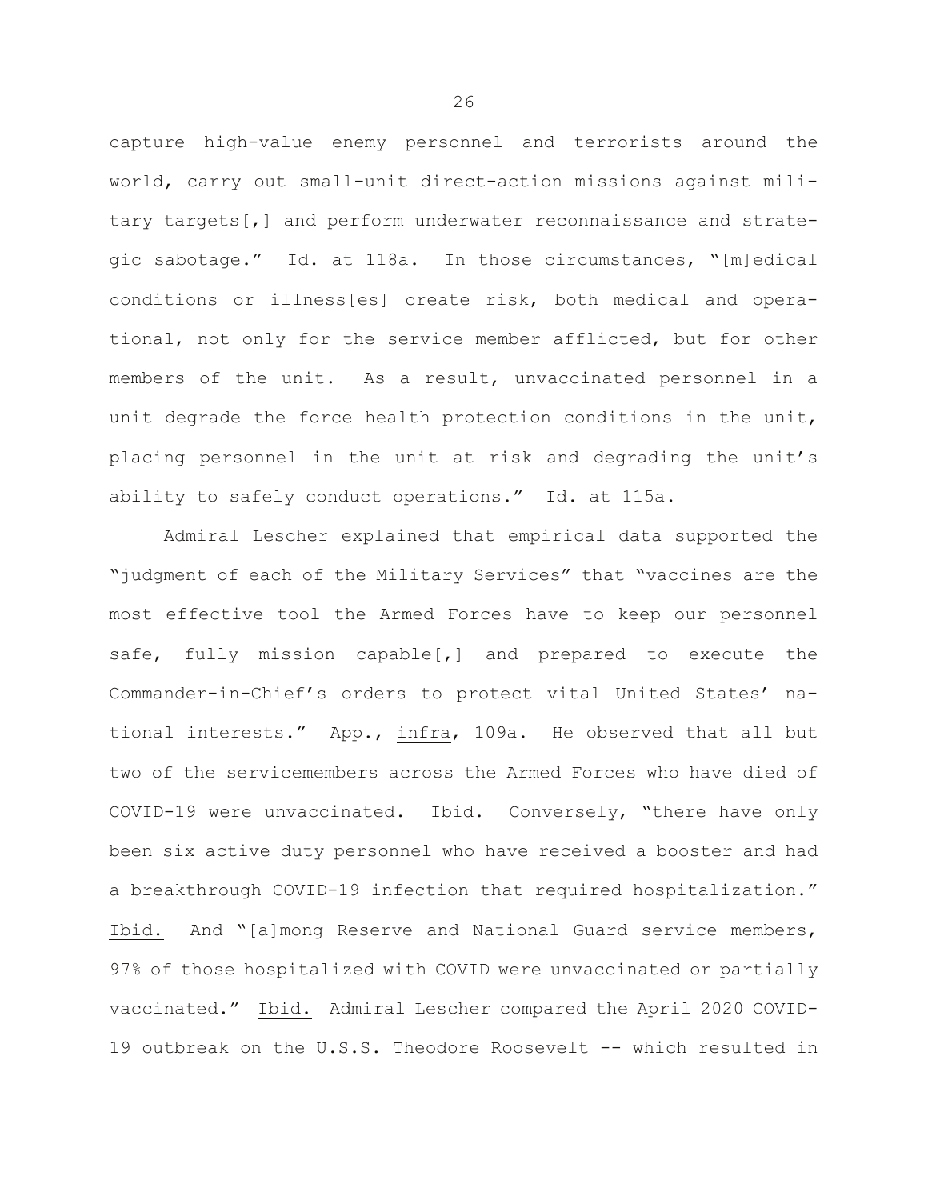capture high-value enemy personnel and terrorists around the world, carry out small-unit direct-action missions against military targets[,] and perform underwater reconnaissance and strategic sabotage." Id. at 118a. In those circumstances, "[m]edical conditions or illness[es] create risk, both medical and operational, not only for the service member afflicted, but for other members of the unit. As a result, unvaccinated personnel in a unit degrade the force health protection conditions in the unit, placing personnel in the unit at risk and degrading the unit's ability to safely conduct operations." Id. at 115a.

Admiral Lescher explained that empirical data supported the "judgment of each of the Military Services" that "vaccines are the most effective tool the Armed Forces have to keep our personnel safe, fully mission capable[,] and prepared to execute the Commander-in-Chief's orders to protect vital United States' national interests." App., infra, 109a. He observed that all but two of the servicemembers across the Armed Forces who have died of COVID-19 were unvaccinated. Ibid. Conversely, "there have only been six active duty personnel who have received a booster and had a breakthrough COVID-19 infection that required hospitalization." Ibid. And "[a]mong Reserve and National Guard service members, 97% of those hospitalized with COVID were unvaccinated or partially vaccinated." Ibid. Admiral Lescher compared the April 2020 COVID-19 outbreak on the U.S.S. Theodore Roosevelt -- which resulted in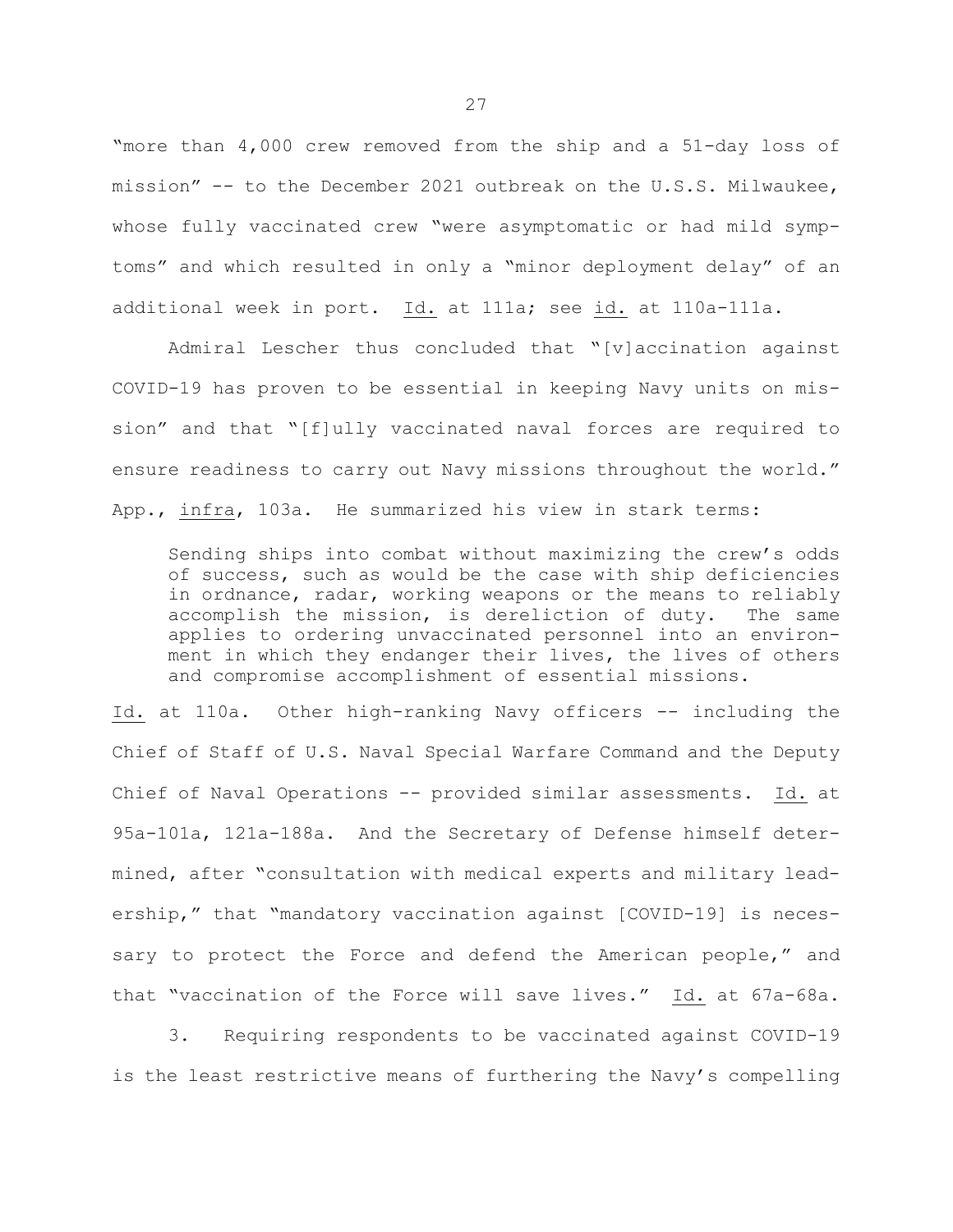"more than 4,000 crew removed from the ship and a 51-day loss of mission" -- to the December 2021 outbreak on the U.S.S. Milwaukee, whose fully vaccinated crew "were asymptomatic or had mild symptoms" and which resulted in only a "minor deployment delay" of an additional week in port. Id. at 111a; see id. at 110a-111a.

Admiral Lescher thus concluded that "[v]accination against COVID-19 has proven to be essential in keeping Navy units on mission" and that "[f]ully vaccinated naval forces are required to ensure readiness to carry out Navy missions throughout the world." App., infra, 103a. He summarized his view in stark terms:

> Sending ships into combat without maximizing the crew's odds of success, such as would be the case with ship deficiencies in ordnance, radar, working weapons or the means to reliably accomplish the mission, is dereliction of duty. The same applies to ordering unvaccinated personnel into an environment in which they endanger their lives, the lives of others and compromise accomplishment of essential missions.

Id. at 110a. Other high-ranking Navy officers -- including the Chief of Staff of U.S. Naval Special Warfare Command and the Deputy Chief of Naval Operations -- provided similar assessments. Id. at 95a-101a, 121a-188a. And the Secretary of Defense himself determined, after "consultation with medical experts and military leadership," that "mandatory vaccination against [COVID-19] is necessary to protect the Force and defend the American people," and that "vaccination of the Force will save lives." Id. at 67a-68a.

3. Requiring respondents to be vaccinated against COVID-19 is the least restrictive means of furthering the Navy's compelling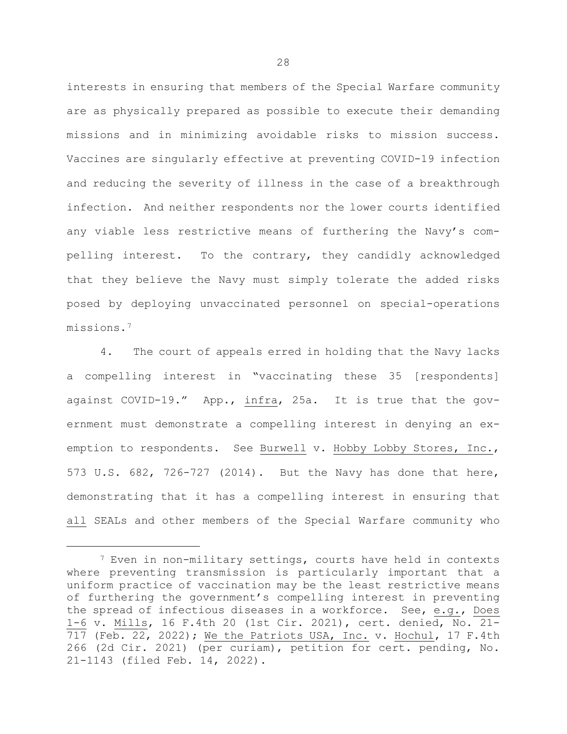interests in ensuring that members of the Special Warfare community are as physically prepared as possible to execute their demanding missions and in minimizing avoidable risks to mission success. Vaccines are singularly effective at preventing COVID-19 infection and reducing the severity of illness in the case of a breakthrough infection. And neither respondents nor the lower courts identified any viable less restrictive means of furthering the Navy's compelling interest. To the contrary, they candidly acknowledged that they believe the Navy must simply tolerate the added risks posed by deploying unvaccinated personnel on special-operations missions.[7]

4. The court of appeals erred in holding that the Navy lacks a compelling interest in "vaccinating these 35 [respondents] against COVID-19." App., infra, 25a. It is true that the government must demonstrate a compelling interest in denying an exemption to respondents. See Burwell v. Hobby Lobby Stores, Inc., 573 U.S. 682, 726-727 (2014). But the Navy has done that here, demonstrating that it has a compelling interest in ensuring that all SEALs and other members of the Special Warfare community who

[7] Even in non-military settings, courts have held in contexts where preventing transmission is particularly important that a uniform practice of vaccination may be the least restrictive means of furthering the government's compelling interest in preventing the spread of infectious diseases in a workforce. See, e.g., Does 1-6 v. Mills, 16 F.4th 20 (1st Cir. 2021), cert. denied, No. 21-717 (Feb. 22, 2022); We the Patriots USA, Inc. v. Hochul, 17 F.4th 266 (2d Cir. 2021) (per curiam), petition for cert. pending, No. 21-1143 (filed Feb. 14, 2022).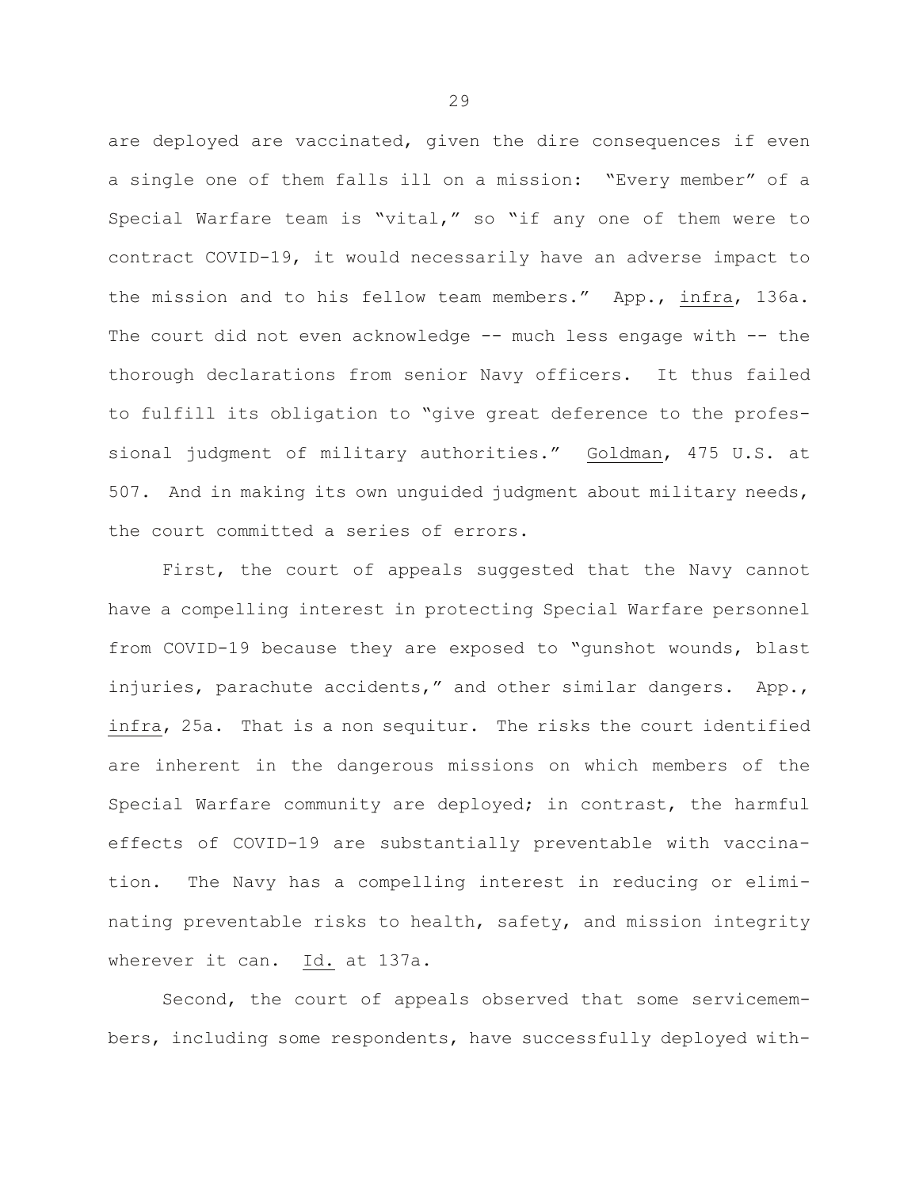are deployed are vaccinated, given the dire consequences if even a single one of them falls ill on a mission: "Every member" of a Special Warfare team is "vital," so "if any one of them were to contract COVID-19, it would necessarily have an adverse impact to the mission and to his fellow team members." App., infra, 136a. The court did not even acknowledge -- much less engage with -- the thorough declarations from senior Navy officers. It thus failed to fulfill its obligation to "give great deference to the professional judgment of military authorities." Goldman, 475 U.S. at 507. And in making its own unguided judgment about military needs, the court committed a series of errors.

First, the court of appeals suggested that the Navy cannot have a compelling interest in protecting Special Warfare personnel from COVID-19 because they are exposed to "gunshot wounds, blast injuries, parachute accidents," and other similar dangers. App., infra, 25a. That is a non sequitur. The risks the court identified are inherent in the dangerous missions on which members of the Special Warfare community are deployed; in contrast, the harmful effects of COVID-19 are substantially preventable with vaccination. The Navy has a compelling interest in reducing or eliminating preventable risks to health, safety, and mission integrity wherever it can. Id. at 137a.

Second, the court of appeals observed that some servicemembers, including some respondents, have successfully deployed with-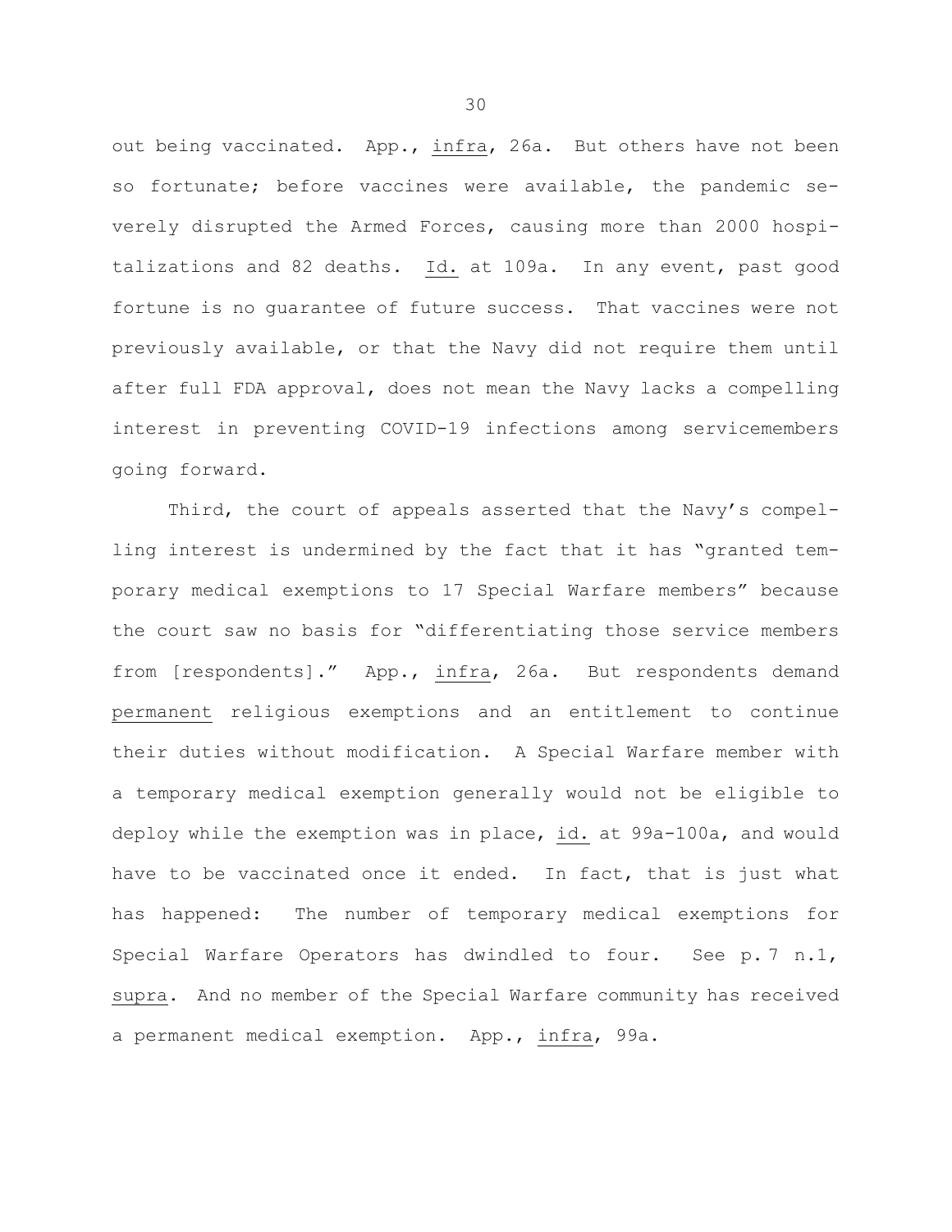out being vaccinated. App., _infra_, 26a. But others have not been so fortunate; before vaccines were available, the pandemic severely disrupted the Armed Forces, causing more than 2000 hospitalizations and 82 deaths. _Id._ at 109a. In any event, past good fortune is no guarantee of future success. That vaccines were not previously available, or that the Navy did not require them until after full FDA approval, does not mean the Navy lacks a compelling interest in preventing COVID-19 infections among servicemembers going forward.

Third, the court of appeals asserted that the Navy's compelling interest is undermined by the fact that it has "granted temporary medical exemptions to 17 Special Warfare members" because the court saw no basis for "differentiating those service members from [respondents]." App., _infra_, 26a. But respondents demand _permanent_ religious exemptions and an entitlement to continue their duties without modification. A Special Warfare member with a temporary medical exemption generally would not be eligible to deploy while the exemption was in place, _id._ at 99a-100a, and would have to be vaccinated once it ended. In fact, that is just what has happened: The number of temporary medical exemptions for Special Warfare Operators has dwindled to four. See p. 7 n.1, _supra_. And no member of the Special Warfare community has received a permanent medical exemption. App., _infra_, 99a.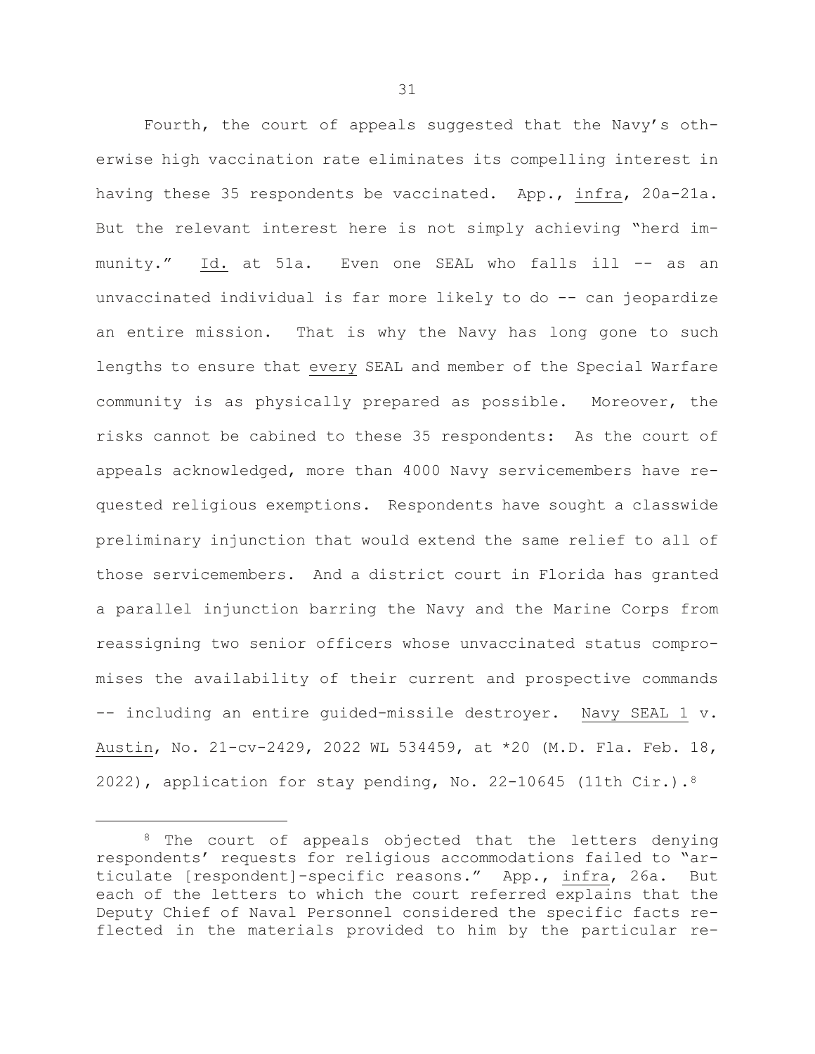Fourth, the court of appeals suggested that the Navy's otherwise high vaccination rate eliminates its compelling interest in having these 35 respondents be vaccinated. App., infra, 20a-21a. But the relevant interest here is not simply achieving "herd immunity." Id. at 51a. Even one SEAL who falls ill -- as an unvaccinated individual is far more likely to do -- can jeopardize an entire mission. That is why the Navy has long gone to such lengths to ensure that every SEAL and member of the Special Warfare community is as physically prepared as possible. Moreover, the risks cannot be cabined to these 35 respondents: As the court of appeals acknowledged, more than 4000 Navy servicemembers have requested religious exemptions. Respondents have sought a classwide preliminary injunction that would extend the same relief to all of those servicemembers. And a district court in Florida has granted a parallel injunction barring the Navy and the Marine Corps from reassigning two senior officers whose unvaccinated status compromises the availability of their current and prospective commands -- including an entire guided-missile destroyer. Navy SEAL 1 v. Austin, No. 21-cv-2429, 2022 WL 534459, at *20 (M.D. Fla. Feb. 18, 2022), application for stay pending, No. 22-10645 (11th Cir.).[8]

[8] The court of appeals objected that the letters denying respondents' requests for religious accommodations failed to "articulate [respondent]-specific reasons." App., infra, 26a. But each of the letters to which the court referred explains that the Deputy Chief of Naval Personnel considered the specific facts reflected in the materials provided to him by the particular re-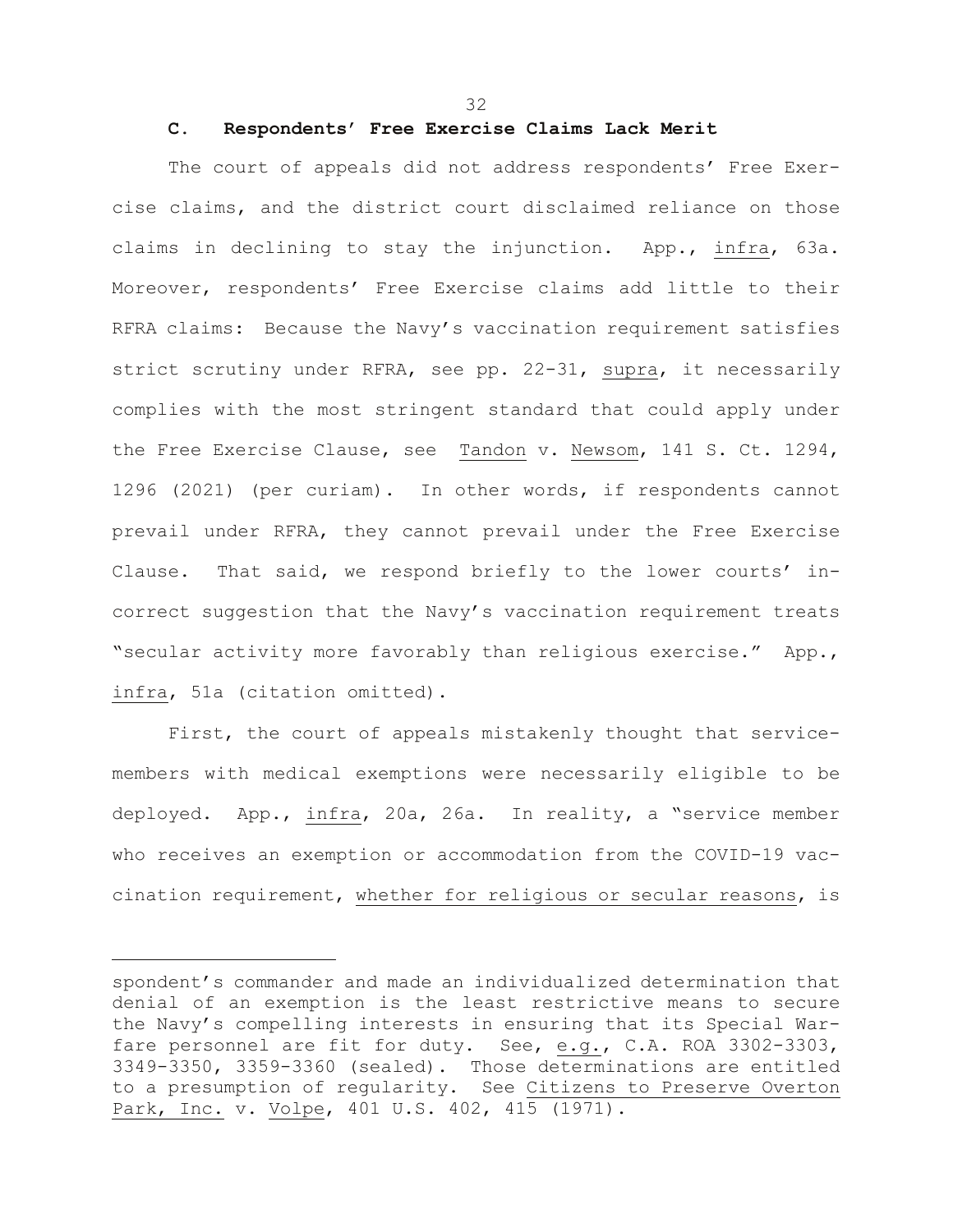### C. Respondents' Free Exercise Claims Lack Merit

The court of appeals did not address respondents' Free Exercise claims, and the district court disclaimed reliance on those claims in declining to stay the injunction. App., infra, 63a. Moreover, respondents' Free Exercise claims add little to their RFRA claims: Because the Navy's vaccination requirement satisfies strict scrutiny under RFRA, see pp. 22-31, supra, it necessarily complies with the most stringent standard that could apply under the Free Exercise Clause, see Tandon v. Newsom, 141 S. Ct. 1294, 1296 (2021) (per curiam). In other words, if respondents cannot prevail under RFRA, they cannot prevail under the Free Exercise Clause. That said, we respond briefly to the lower courts' incorrect suggestion that the Navy's vaccination requirement treats "secular activity more favorably than religious exercise." App., infra, 51a (citation omitted).

First, the court of appeals mistakenly thought that servicemembers with medical exemptions were necessarily eligible to be deployed. App., infra, 20a, 26a. In reality, a "service member who receives an exemption or accommodation from the COVID-19 vaccination requirement, whether for religious or secular reasons, is

---

spondent's commander and made an individualized determination that denial of an exemption is the least restrictive means to secure the Navy's compelling interests in ensuring that its Special Warfare personnel are fit for duty. See, e.g., C.A. ROA 3302-3303, 3349-3350, 3359-3360 (sealed). Those determinations are entitled to a presumption of regularity. See Citizens to Preserve Overton Park, Inc. v. Volpe, 401 U.S. 402, 415 (1971).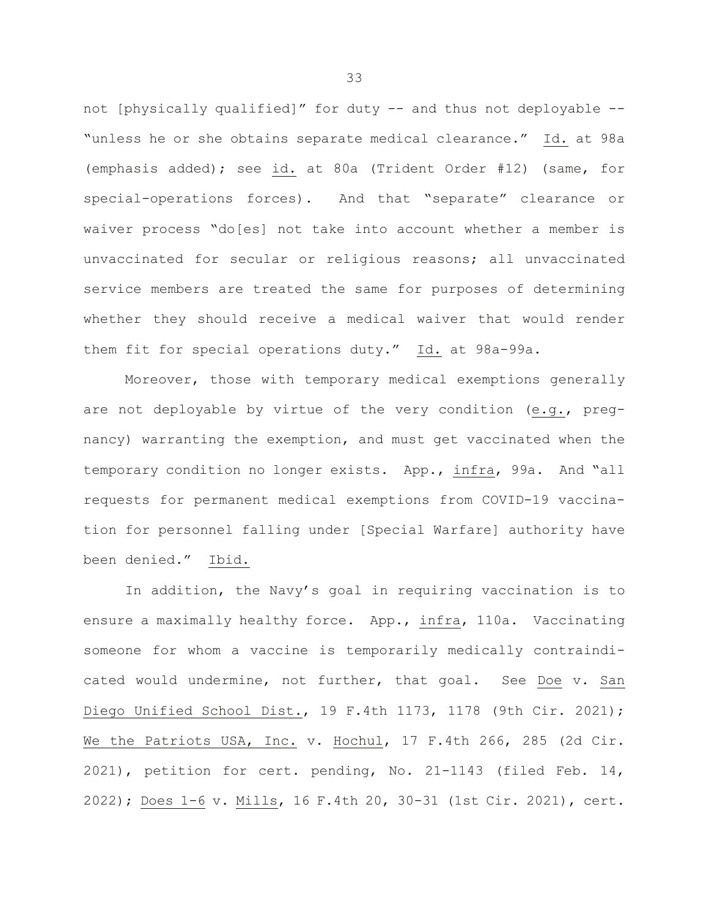not [physically qualified]" for duty -- and thus not deployable -- "unless he or she obtains separate medical clearance." Id. at 98a (emphasis added); see id. at 80a (Trident Order #12) (same, for special-operations forces). And that "separate" clearance or waiver process "do[es] not take into account whether a member is unvaccinated for secular or religious reasons; all unvaccinated service members are treated the same for purposes of determining whether they should receive a medical waiver that would render them fit for special operations duty." Id. at 98a-99a.

Moreover, those with temporary medical exemptions generally are not deployable by virtue of the very condition (e.g., pregnancy) warranting the exemption, and must get vaccinated when the temporary condition no longer exists. App., infra, 99a. And "all requests for permanent medical exemptions from COVID-19 vaccination for personnel falling under [Special Warfare] authority have been denied." Ibid.

In addition, the Navy's goal in requiring vaccination is to ensure a maximally healthy force. App., infra, 110a. Vaccinating someone for whom a vaccine is temporarily medically contraindicated would undermine, not further, that goal. See Doe v. San Diego Unified School Dist., 19 F.4th 1173, 1178 (9th Cir. 2021); We the Patriots USA, Inc. v. Hochul, 17 F.4th 266, 285 (2d Cir. 2021), petition for cert. pending, No. 21-1143 (filed Feb. 14, 2022); Does 1-6 v. Mills, 16 F.4th 20, 30-31 (1st Cir. 2021), cert.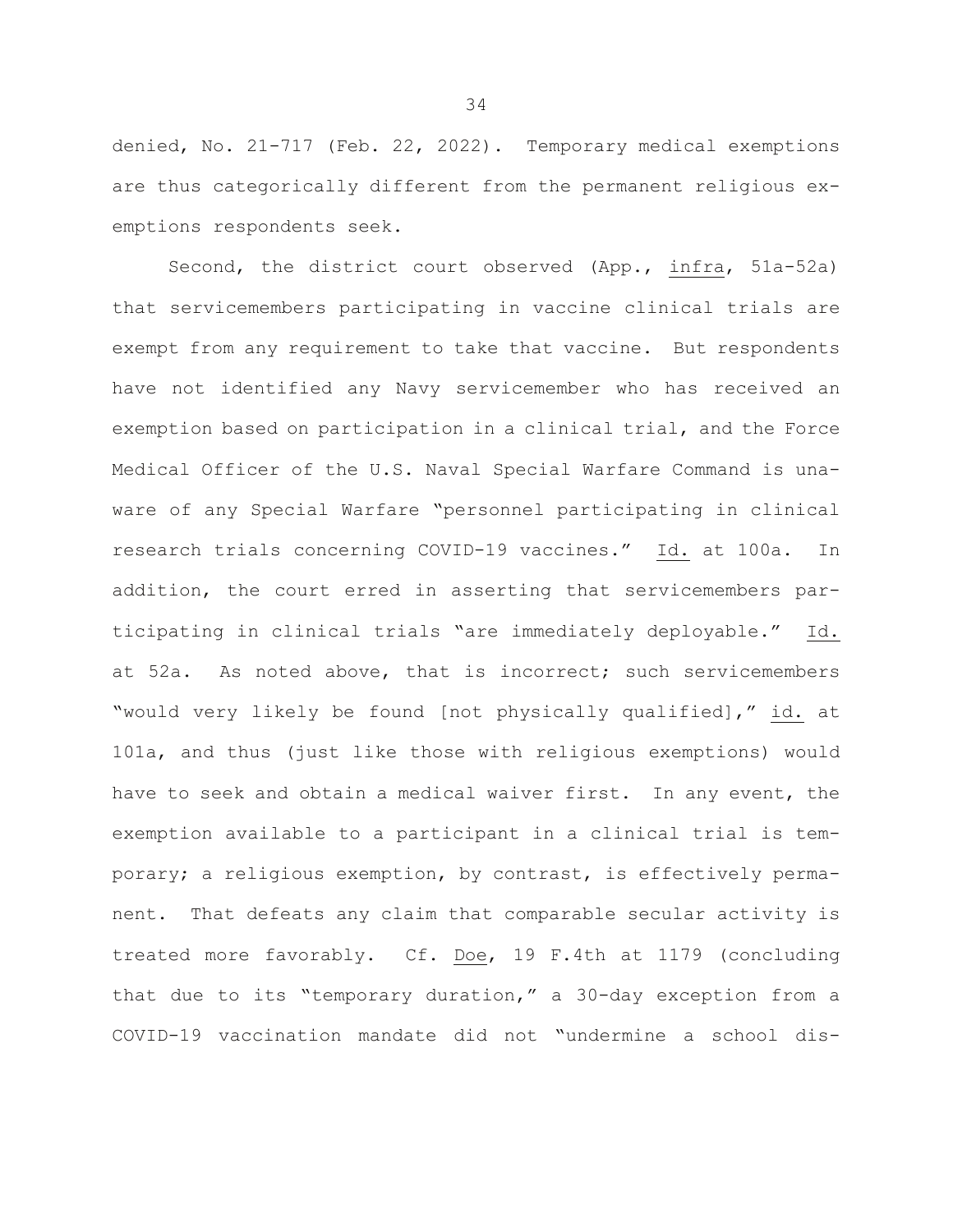denied, No. 21-717 (Feb. 22, 2022). Temporary medical exemptions are thus categorically different from the permanent religious exemptions respondents seek.

Second, the district court observed (App., infra, 51a-52a) that servicemembers participating in vaccine clinical trials are exempt from any requirement to take that vaccine. But respondents have not identified any Navy servicemember who has received an exemption based on participation in a clinical trial, and the Force Medical Officer of the U.S. Naval Special Warfare Command is unaware of any Special Warfare "personnel participating in clinical research trials concerning COVID-19 vaccines." Id. at 100a. In addition, the court erred in asserting that servicemembers participating in clinical trials "are immediately deployable." Id. at 52a. As noted above, that is incorrect; such servicemembers "would very likely be found [not physically qualified]," id. at 101a, and thus (just like those with religious exemptions) would have to seek and obtain a medical waiver first. In any event, the exemption available to a participant in a clinical trial is temporary; a religious exemption, by contrast, is effectively permanent. That defeats any claim that comparable secular activity is treated more favorably. Cf. Doe, 19 F.4th at 1179 (concluding that due to its "temporary duration," a 30-day exception from a COVID-19 vaccination mandate did not "undermine a school dis-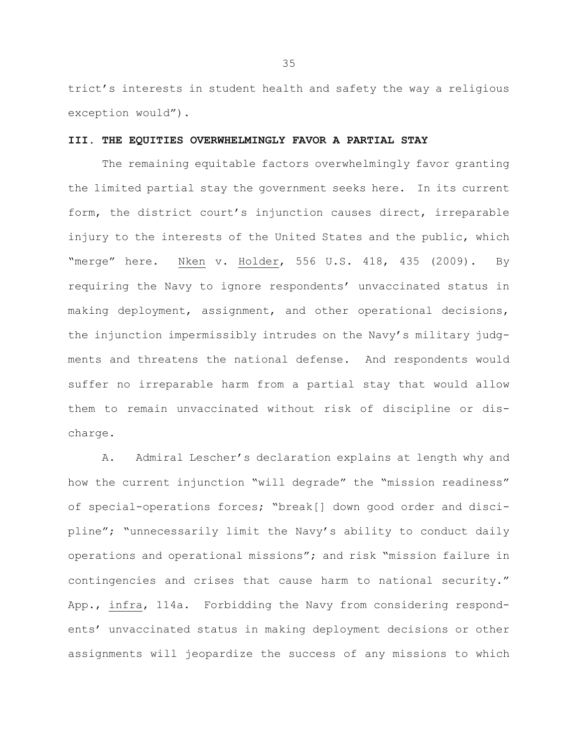trict's interests in student health and safety the way a religious exception would").

## III. THE EQUITIES OVERWHELMINGLY FAVOR A PARTIAL STAY

The remaining equitable factors overwhelmingly favor granting the limited partial stay the government seeks here. In its current form, the district court's injunction causes direct, irreparable injury to the interests of the United States and the public, which "merge" here. Nken v. Holder, 556 U.S. 418, 435 (2009). By requiring the Navy to ignore respondents' unvaccinated status in making deployment, assignment, and other operational decisions, the injunction impermissibly intrudes on the Navy's military judgments and threatens the national defense. And respondents would suffer no irreparable harm from a partial stay that would allow them to remain unvaccinated without risk of discipline or discharge.

A. Admiral Lescher's declaration explains at length why and how the current injunction "will degrade" the "mission readiness" of special-operations forces; "break[] down good order and discipline"; "unnecessarily limit the Navy's ability to conduct daily operations and operational missions"; and risk "mission failure in contingencies and crises that cause harm to national security." App., infra, 114a. Forbidding the Navy from considering respondents' unvaccinated status in making deployment decisions or other assignments will jeopardize the success of any missions to which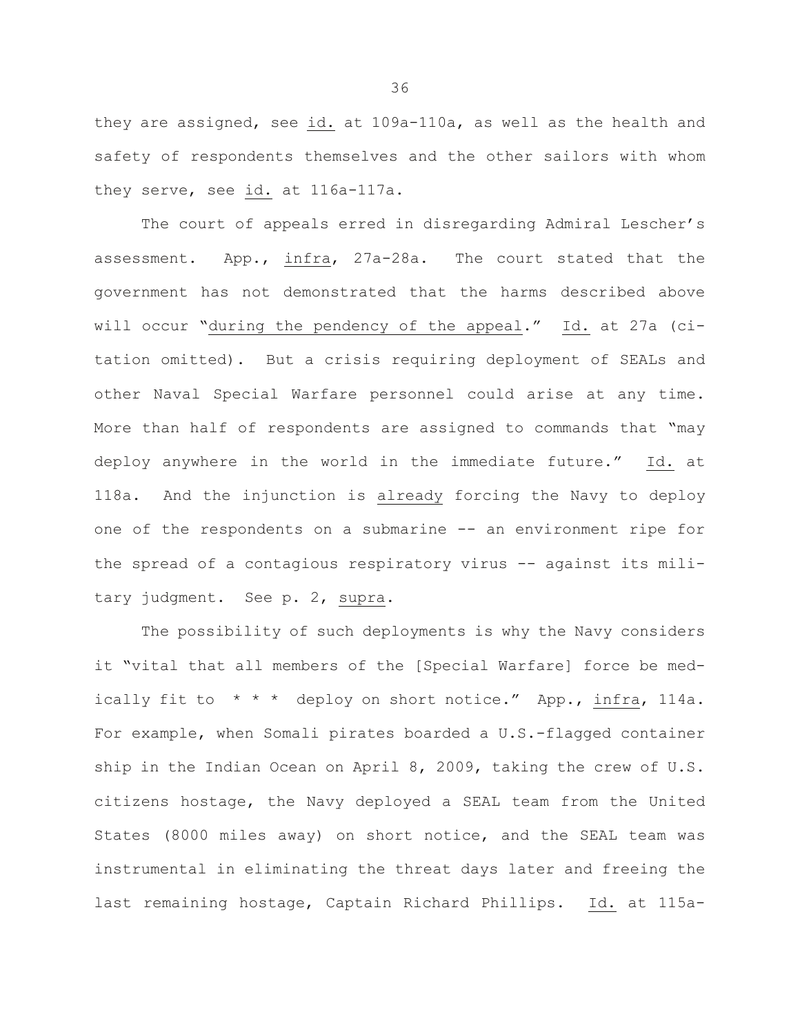they are assigned, see id. at 109a-110a, as well as the health and safety of respondents themselves and the other sailors with whom they serve, see id. at 116a-117a.

The court of appeals erred in disregarding Admiral Lescher's assessment. App., infra, 27a-28a. The court stated that the government has not demonstrated that the harms described above will occur "during the pendency of the appeal." Id. at 27a (citation omitted). But a crisis requiring deployment of SEALs and other Naval Special Warfare personnel could arise at any time. More than half of respondents are assigned to commands that "may deploy anywhere in the world in the immediate future." Id. at 118a. And the injunction is already forcing the Navy to deploy one of the respondents on a submarine -- an environment ripe for the spread of a contagious respiratory virus -- against its military judgment. See p. 2, supra.

The possibility of such deployments is why the Navy considers it "vital that all members of the [Special Warfare] force be medically fit to * * * deploy on short notice." App., infra, 114a. For example, when Somali pirates boarded a U.S.-flagged container ship in the Indian Ocean on April 8, 2009, taking the crew of U.S. citizens hostage, the Navy deployed a SEAL team from the United States (8000 miles away) on short notice, and the SEAL team was instrumental in eliminating the threat days later and freeing the last remaining hostage, Captain Richard Phillips. Id. at 115a-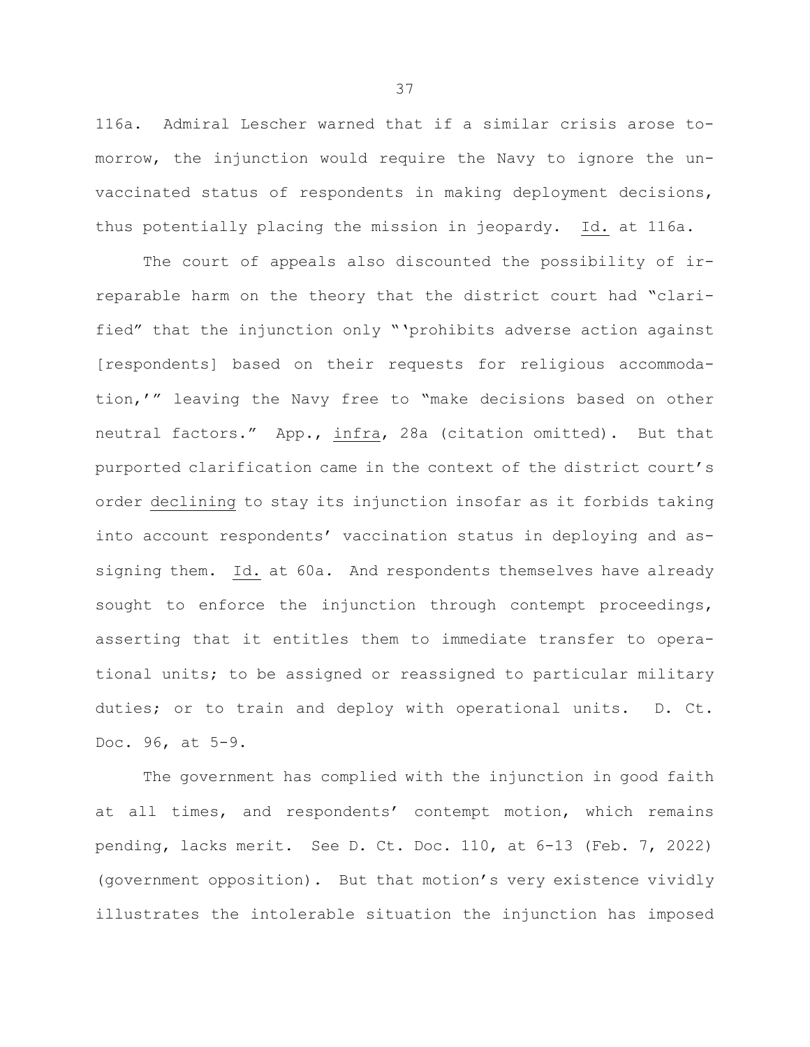116a. Admiral Lescher warned that if a similar crisis arose tomorrow, the injunction would require the Navy to ignore the unvaccinated status of respondents in making deployment decisions, thus potentially placing the mission in jeopardy. Id. at 116a.

The court of appeals also discounted the possibility of irreparable harm on the theory that the district court had "clarified" that the injunction only "'prohibits adverse action against [respondents] based on their requests for religious accommodation,'" leaving the Navy free to "make decisions based on other neutral factors." App., infra, 28a (citation omitted). But that purported clarification came in the context of the district court's order declining to stay its injunction insofar as it forbids taking into account respondents' vaccination status in deploying and assigning them. Id. at 60a. And respondents themselves have already sought to enforce the injunction through contempt proceedings, asserting that it entitles them to immediate transfer to operational units; to be assigned or reassigned to particular military duties; or to train and deploy with operational units. D. Ct. Doc. 96, at 5-9.

The government has complied with the injunction in good faith at all times, and respondents' contempt motion, which remains pending, lacks merit. See D. Ct. Doc. 110, at 6-13 (Feb. 7, 2022) (government opposition). But that motion's very existence vividly illustrates the intolerable situation the injunction has imposed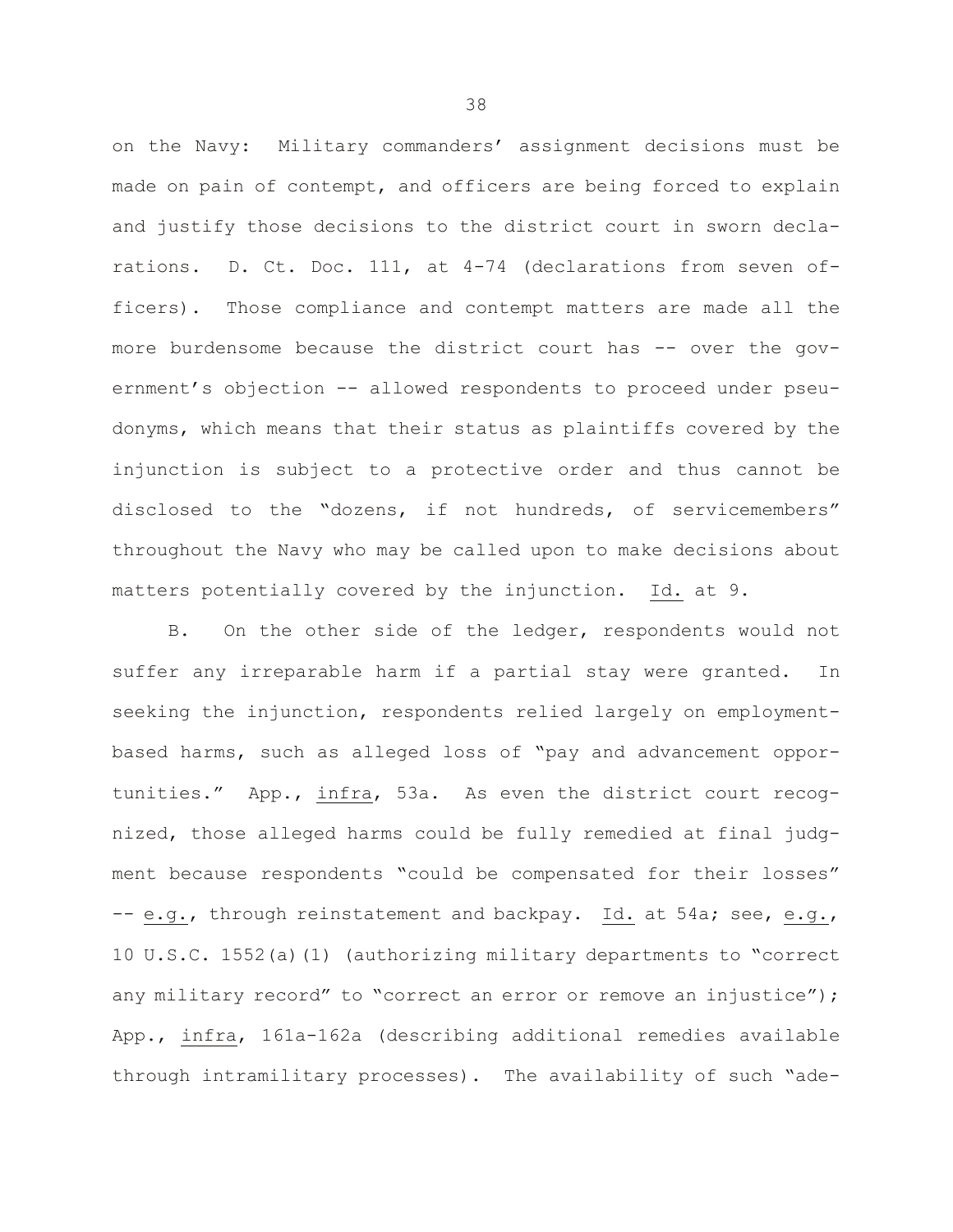on the Navy: Military commanders' assignment decisions must be made on pain of contempt, and officers are being forced to explain and justify those decisions to the district court in sworn declarations. D. Ct. Doc. 111, at 4-74 (declarations from seven officers). Those compliance and contempt matters are made all the more burdensome because the district court has -- over the government's objection -- allowed respondents to proceed under pseudonyms, which means that their status as plaintiffs covered by the injunction is subject to a protective order and thus cannot be disclosed to the "dozens, if not hundreds, of servicemembers" throughout the Navy who may be called upon to make decisions about matters potentially covered by the injunction. Id. at 9.

B. On the other side of the ledger, respondents would not suffer any irreparable harm if a partial stay were granted. In seeking the injunction, respondents relied largely on employment-based harms, such as alleged loss of "pay and advancement opportunities." App., infra, 53a. As even the district court recognized, those alleged harms could be fully remedied at final judgment because respondents "could be compensated for their losses" -- e.g., through reinstatement and backpay. Id. at 54a; see, e.g., 10 U.S.C. 1552(a)(1) (authorizing military departments to "correct any military record" to "correct an error or remove an injustice"); App., infra, 161a-162a (describing additional remedies available through intramilitary processes). The availability of such "ade-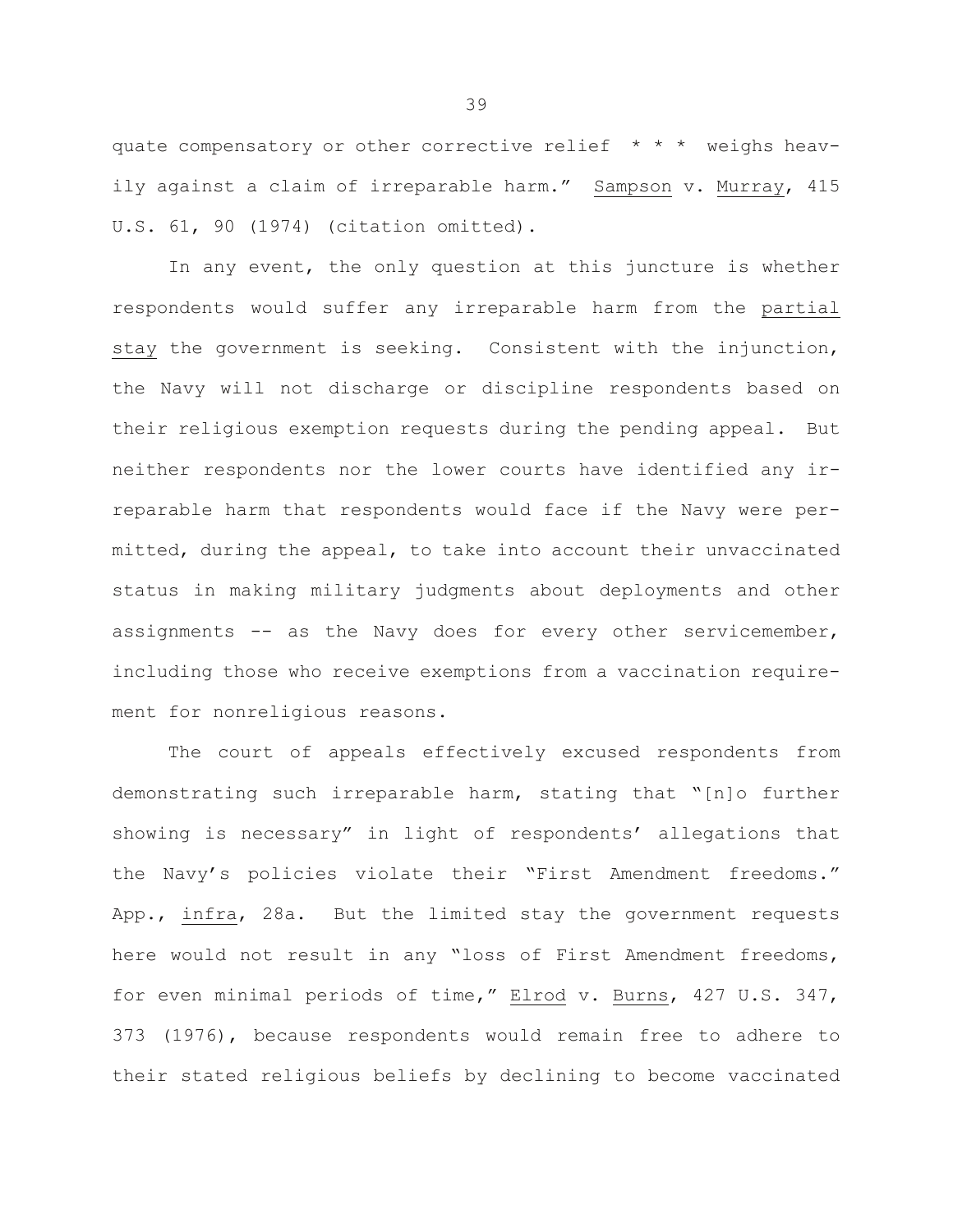quate compensatory or other corrective relief * * * weighs heavily against a claim of irreparable harm." Sampson v. Murray, 415 U.S. 61, 90 (1974) (citation omitted).

In any event, the only question at this juncture is whether respondents would suffer any irreparable harm from the partial stay the government is seeking. Consistent with the injunction, the Navy will not discharge or discipline respondents based on their religious exemption requests during the pending appeal. But neither respondents nor the lower courts have identified any irreparable harm that respondents would face if the Navy were permitted, during the appeal, to take into account their unvaccinated status in making military judgments about deployments and other assignments -- as the Navy does for every other servicemember, including those who receive exemptions from a vaccination requirement for nonreligious reasons.

The court of appeals effectively excused respondents from demonstrating such irreparable harm, stating that "[n]o further showing is necessary" in light of respondents' allegations that the Navy's policies violate their "First Amendment freedoms." App., infra, 28a. But the limited stay the government requests here would not result in any "loss of First Amendment freedoms, for even minimal periods of time," Elrod v. Burns, 427 U.S. 347, 373 (1976), because respondents would remain free to adhere to their stated religious beliefs by declining to become vaccinated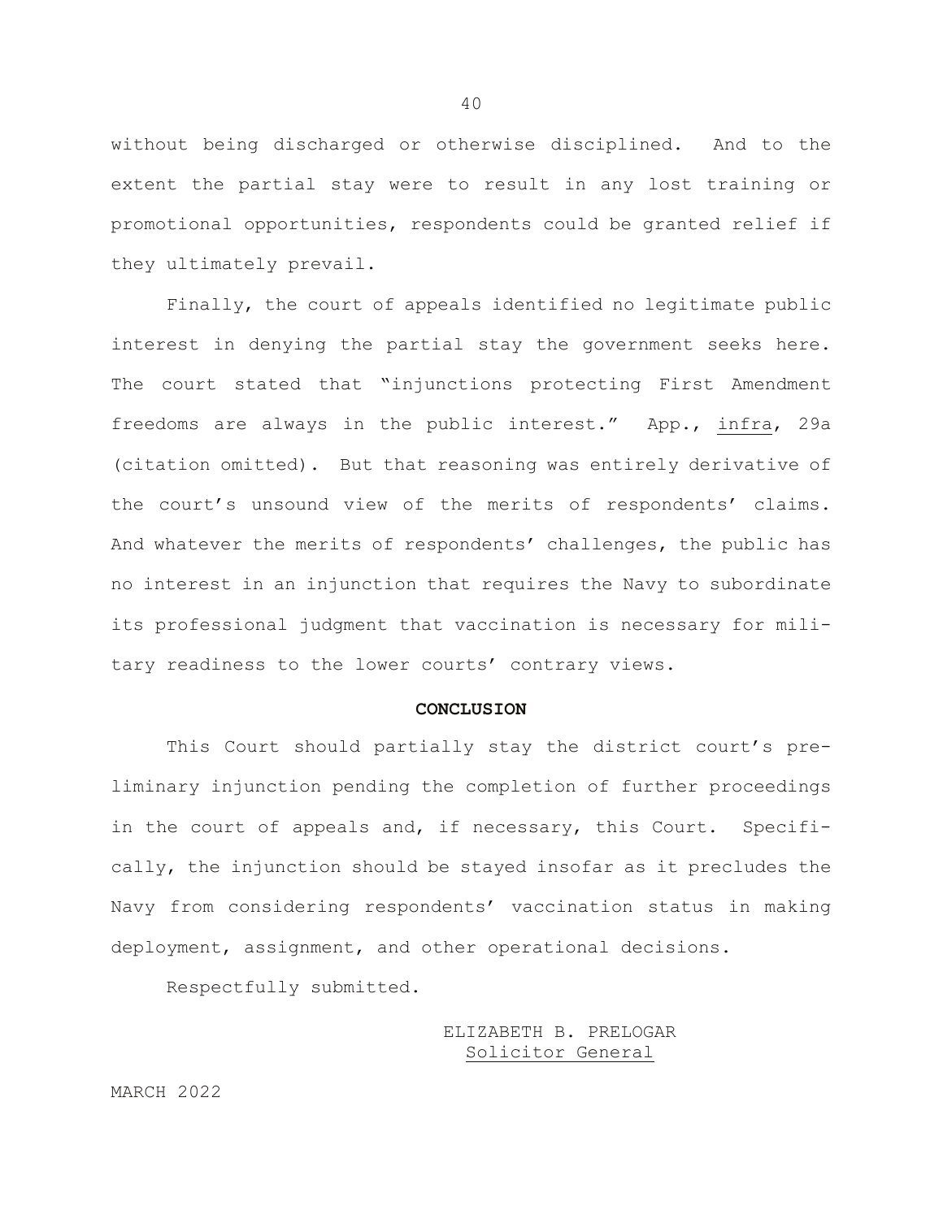without being discharged or otherwise disciplined. And to the extent the partial stay were to result in any lost training or promotional opportunities, respondents could be granted relief if they ultimately prevail.

Finally, the court of appeals identified no legitimate public interest in denying the partial stay the government seeks here. The court stated that "injunctions protecting First Amendment freedoms are always in the public interest." App., infra, 29a (citation omitted). But that reasoning was entirely derivative of the court's unsound view of the merits of respondents' claims. And whatever the merits of respondents' challenges, the public has no interest in an injunction that requires the Navy to subordinate its professional judgment that vaccination is necessary for military readiness to the lower courts' contrary views.

## CONCLUSION

This Court should partially stay the district court's preliminary injunction pending the completion of further proceedings in the court of appeals and, if necessary, this Court. Specifically, the injunction should be stayed insofar as it precludes the Navy from considering respondents' vaccination status in making deployment, assignment, and other operational decisions.

Respectfully submitted.

ELIZABETH B. PRELOGAR
Solicitor General

MARCH 2022